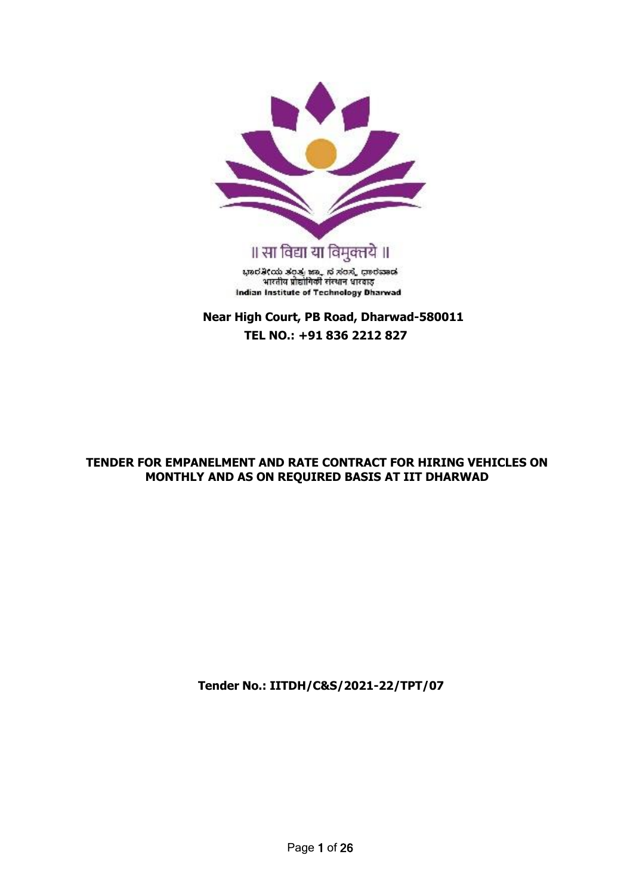॥ सा विद्या या विमुक्तये ॥

ಭಾರತೀಯ ತಂತ್ರಜ್ಞಾನ ಸಂಸ್ಥೆ ಧಾರವಾಡ

भारतीय प्रौद्योगिकी संस्थान धारवाड़

Indian Institute of Technology Dharwad

**Near High Court, PB Road, Dharwad-580011**

**TEL NO.: +91 836 2212 827**

**TENDER FOR EMPANELMENT AND RATE CONTRACT FOR HIRING VEHICLES ON MONTHLY AND AS ON REQUIRED BASIS AT IIT DHARWAD**

**Tender No.: IITDH/C&S/2021-22/TPT/07**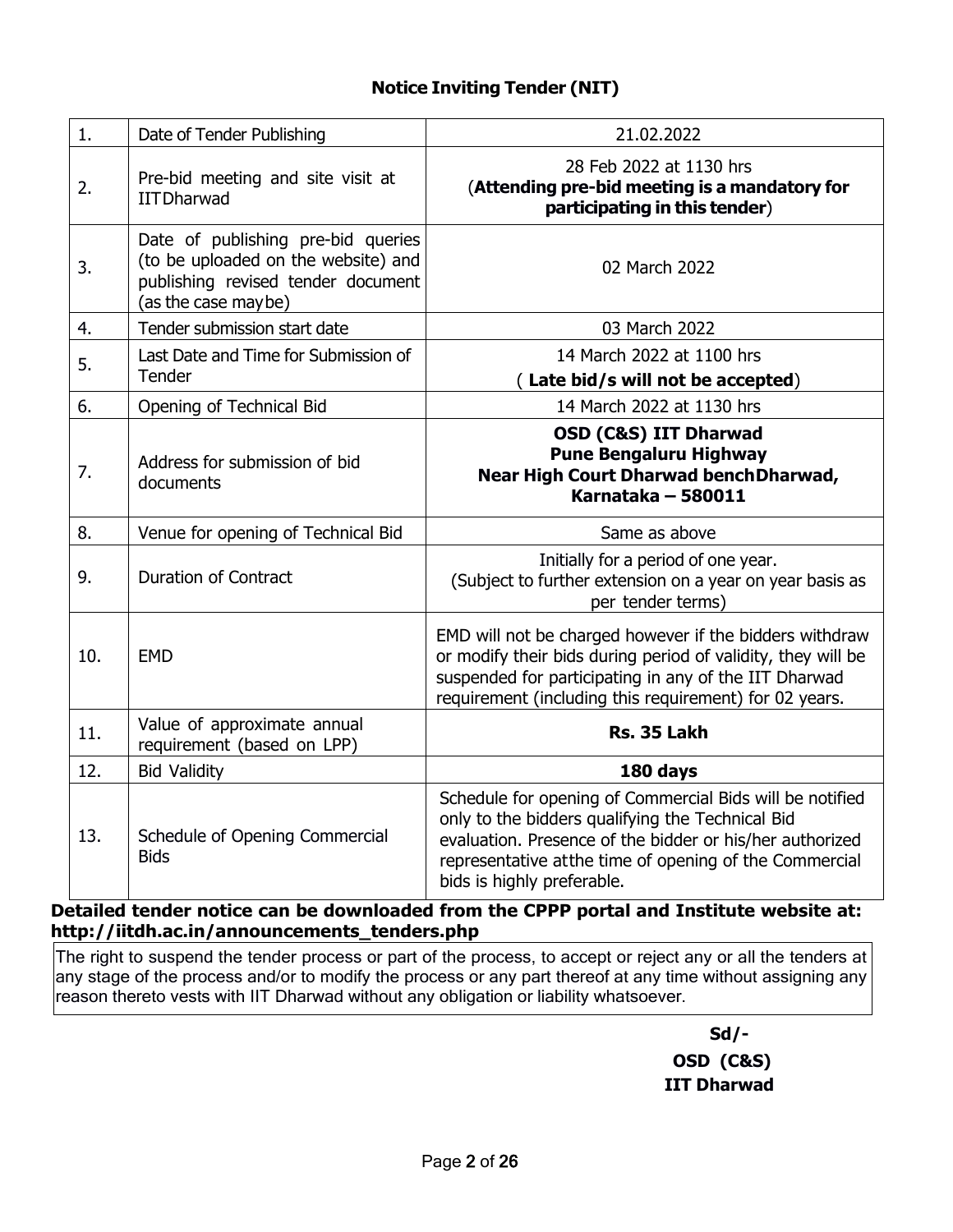## Notice Inviting Tender (NIT)

| 1. | Date of Tender Publishing | 21.02.2022 |
|---|---|---|
| 2. | Pre-bid meeting and site visit at IITDharwad | 28 Feb 2022 at 1130 hrs (**Attending pre-bid meeting is a mandatory for participating in this tender**) |
| 3. | Date of publishing pre-bid queries (to be uploaded on the website) and publishing revised tender document (as the case maybe) | 02 March 2022 |
| 4. | Tender submission start date | 03 March 2022 |
| 5. | Last Date and Time for Submission of Tender | 14 March 2022 at 1100 hrs ( **Late bid/s will not be accepted**) |
| 6. | Opening of Technical Bid | 14 March 2022 at 1130 hrs |
| 7. | Address for submission of bid documents | **OSD (C&S) IIT Dharwad Pune Bengaluru Highway Near High Court Dharwad benchDharwad, Karnataka – 580011** |
| 8. | Venue for opening of Technical Bid | Same as above |
| 9. | Duration of Contract | Initially for a period of one year. (Subject to further extension on a year on year basis as per tender terms) |
| 10. | EMD | EMD will not be charged however if the bidders withdraw or modify their bids during period of validity, they will be suspended for participating in any of the IIT Dharwad requirement (including this requirement) for 02 years. |
| 11. | Value of approximate annual requirement (based on LPP) | **Rs. 35 Lakh** |
| 12. | Bid Validity | **180 days** |
| 13. | Schedule of Opening Commercial Bids | Schedule for opening of Commercial Bids will be notified only to the bidders qualifying the Technical Bid evaluation. Presence of the bidder or his/her authorized representative atthe time of opening of the Commercial bids is highly preferable. |

**Detailed tender notice can be downloaded from the CPPP portal and Institute website at: http://iitdh.ac.in/announcements_tenders.php**

The right to suspend the tender process or part of the process, to accept or reject any or all the tenders at any stage of the process and/or to modify the process or any part thereof at any time without assigning any reason thereto vests with IIT Dharwad without any obligation or liability whatsoever.

**Sd/-**

**OSD (C&S)**

**IIT Dharwad**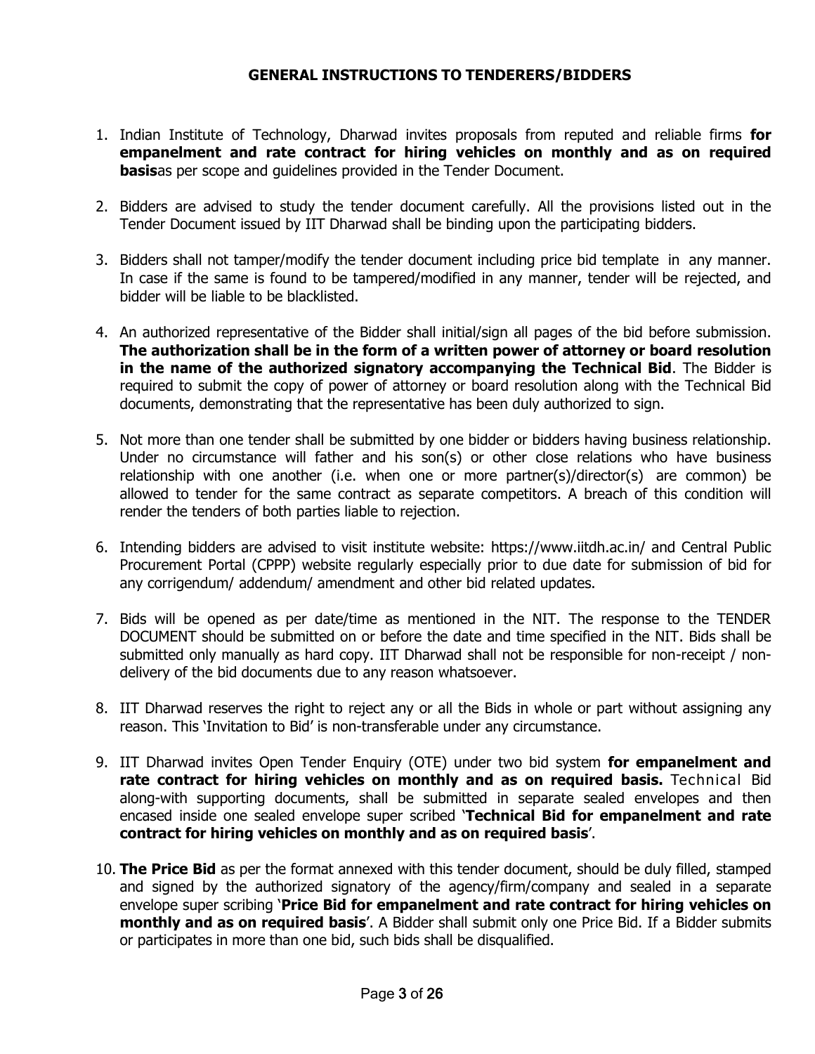## GENERAL INSTRUCTIONS TO TENDERERS/BIDDERS

1. Indian Institute of Technology, Dharwad invites proposals from reputed and reliable firms **for empanelment and rate contract for hiring vehicles on monthly and as on required basis**as per scope and guidelines provided in the Tender Document.

2. Bidders are advised to study the tender document carefully. All the provisions listed out in the Tender Document issued by IIT Dharwad shall be binding upon the participating bidders.

3. Bidders shall not tamper/modify the tender document including price bid template in any manner. In case if the same is found to be tampered/modified in any manner, tender will be rejected, and bidder will be liable to be blacklisted.

4. An authorized representative of the Bidder shall initial/sign all pages of the bid before submission. **The authorization shall be in the form of a written power of attorney or board resolution in the name of the authorized signatory accompanying the Technical Bid**. The Bidder is required to submit the copy of power of attorney or board resolution along with the Technical Bid documents, demonstrating that the representative has been duly authorized to sign.

5. Not more than one tender shall be submitted by one bidder or bidders having business relationship. Under no circumstance will father and his son(s) or other close relations who have business relationship with one another (i.e. when one or more partner(s)/director(s) are common) be allowed to tender for the same contract as separate competitors. A breach of this condition will render the tenders of both parties liable to rejection.

6. Intending bidders are advised to visit institute website: https://www.iitdh.ac.in/ and Central Public Procurement Portal (CPPP) website regularly especially prior to due date for submission of bid for any corrigendum/ addendum/ amendment and other bid related updates.

7. Bids will be opened as per date/time as mentioned in the NIT. The response to the TENDER DOCUMENT should be submitted on or before the date and time specified in the NIT. Bids shall be submitted only manually as hard copy. IIT Dharwad shall not be responsible for non-receipt / non-delivery of the bid documents due to any reason whatsoever.

8. IIT Dharwad reserves the right to reject any or all the Bids in whole or part without assigning any reason. This 'Invitation to Bid' is non-transferable under any circumstance.

9. IIT Dharwad invites Open Tender Enquiry (OTE) under two bid system **for empanelment and rate contract for hiring vehicles on monthly and as on required basis.** Technical Bid along-with supporting documents, shall be submitted in separate sealed envelopes and then encased inside one sealed envelope super scribed '**Technical Bid for empanelment and rate contract for hiring vehicles on monthly and as on required basis**'.

10. **The Price Bid** as per the format annexed with this tender document, should be duly filled, stamped and signed by the authorized signatory of the agency/firm/company and sealed in a separate envelope super scribing '**Price Bid for empanelment and rate contract for hiring vehicles on monthly and as on required basis**'. A Bidder shall submit only one Price Bid. If a Bidder submits or participates in more than one bid, such bids shall be disqualified.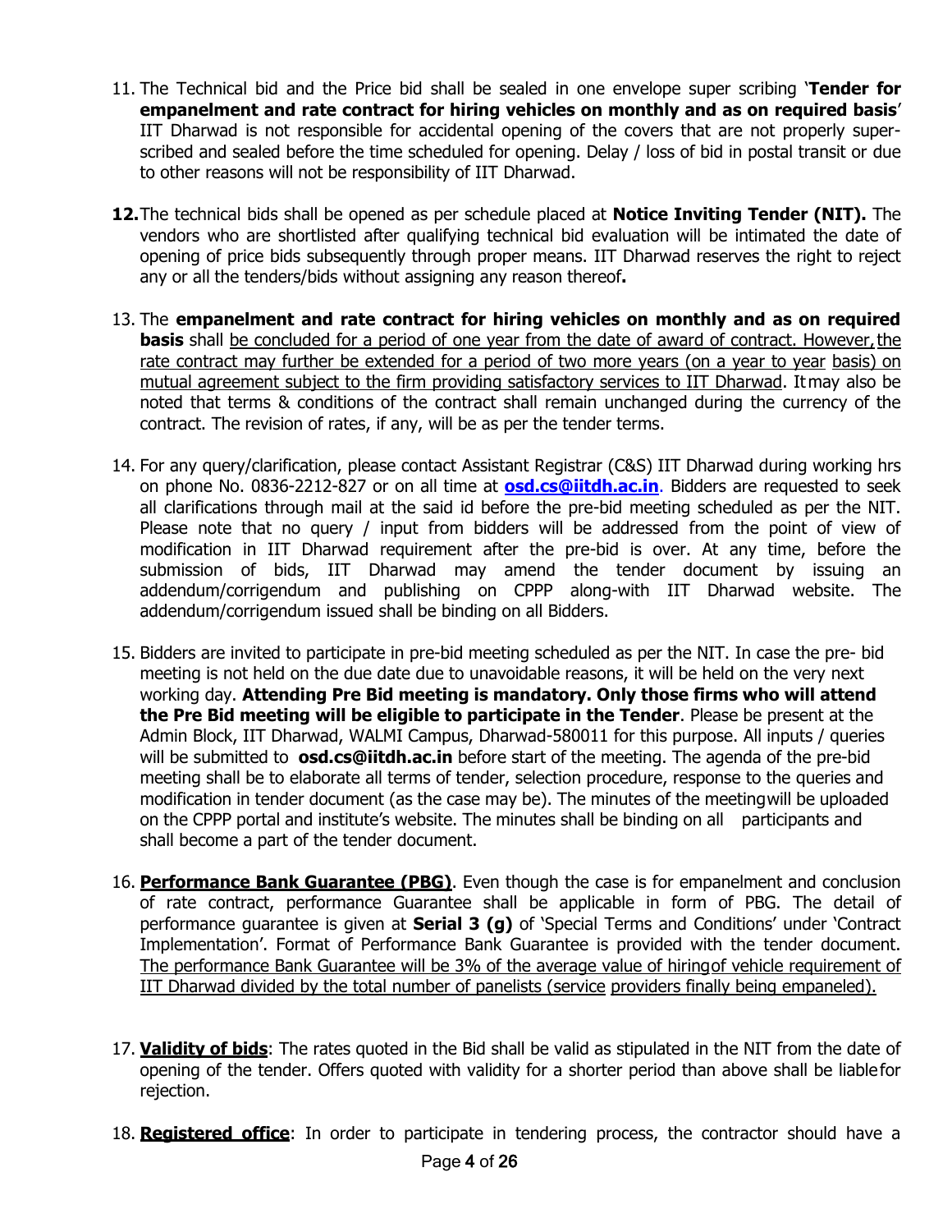11. The Technical bid and the Price bid shall be sealed in one envelope super scribing '**Tender for empanelment and rate contract for hiring vehicles on monthly and as on required basis**' IIT Dharwad is not responsible for accidental opening of the covers that are not properly super-scribed and sealed before the time scheduled for opening. Delay / loss of bid in postal transit or due to other reasons will not be responsibility of IIT Dharwad.

12. The technical bids shall be opened as per schedule placed at **Notice Inviting Tender (NIT).** The vendors who are shortlisted after qualifying technical bid evaluation will be intimated the date of opening of price bids subsequently through proper means. IIT Dharwad reserves the right to reject any or all the tenders/bids without assigning any reason thereof**.**

13. The **empanelment and rate contract for hiring vehicles on monthly and as on required basis** shall be concluded for a period of one year from the date of award of contract. However, the rate contract may further be extended for a period of two more years (on a year to year basis) on mutual agreement subject to the firm providing satisfactory services to IIT Dharwad. It may also be noted that terms & conditions of the contract shall remain unchanged during the currency of the contract. The revision of rates, if any, will be as per the tender terms.

14. For any query/clarification, please contact Assistant Registrar (C&S) IIT Dharwad during working hrs on phone No. 0836-2212-827 or on all time at **osd.cs@iitdh.ac.in**. Bidders are requested to seek all clarifications through mail at the said id before the pre-bid meeting scheduled as per the NIT. Please note that no query / input from bidders will be addressed from the point of view of modification in IIT Dharwad requirement after the pre-bid is over. At any time, before the submission of bids, IIT Dharwad may amend the tender document by issuing an addendum/corrigendum and publishing on CPPP along-with IIT Dharwad website. The addendum/corrigendum issued shall be binding on all Bidders.

15. Bidders are invited to participate in pre-bid meeting scheduled as per the NIT. In case the pre- bid meeting is not held on the due date due to unavoidable reasons, it will be held on the very next working day. **Attending Pre Bid meeting is mandatory. Only those firms who will attend the Pre Bid meeting will be eligible to participate in the Tender**. Please be present at the Admin Block, IIT Dharwad, WALMI Campus, Dharwad-580011 for this purpose. All inputs / queries will be submitted to **osd.cs@iitdh.ac.in** before start of the meeting. The agenda of the pre-bid meeting shall be to elaborate all terms of tender, selection procedure, response to the queries and modification in tender document (as the case may be). The minutes of the meeting will be uploaded on the CPPP portal and institute's website. The minutes shall be binding on all participants and shall become a part of the tender document.

16. **Performance Bank Guarantee (PBG)**. Even though the case is for empanelment and conclusion of rate contract, performance Guarantee shall be applicable in form of PBG. The detail of performance guarantee is given at **Serial 3 (g)** of 'Special Terms and Conditions' under 'Contract Implementation'. Format of Performance Bank Guarantee is provided with the tender document. The performance Bank Guarantee will be 3% of the average value of hiring of vehicle requirement of IIT Dharwad divided by the total number of panelists (service providers finally being empaneled).

17. **Validity of bids**: The rates quoted in the Bid shall be valid as stipulated in the NIT from the date of opening of the tender. Offers quoted with validity for a shorter period than above shall be liable for rejection.

18. **Registered office**: In order to participate in tendering process, the contractor should have a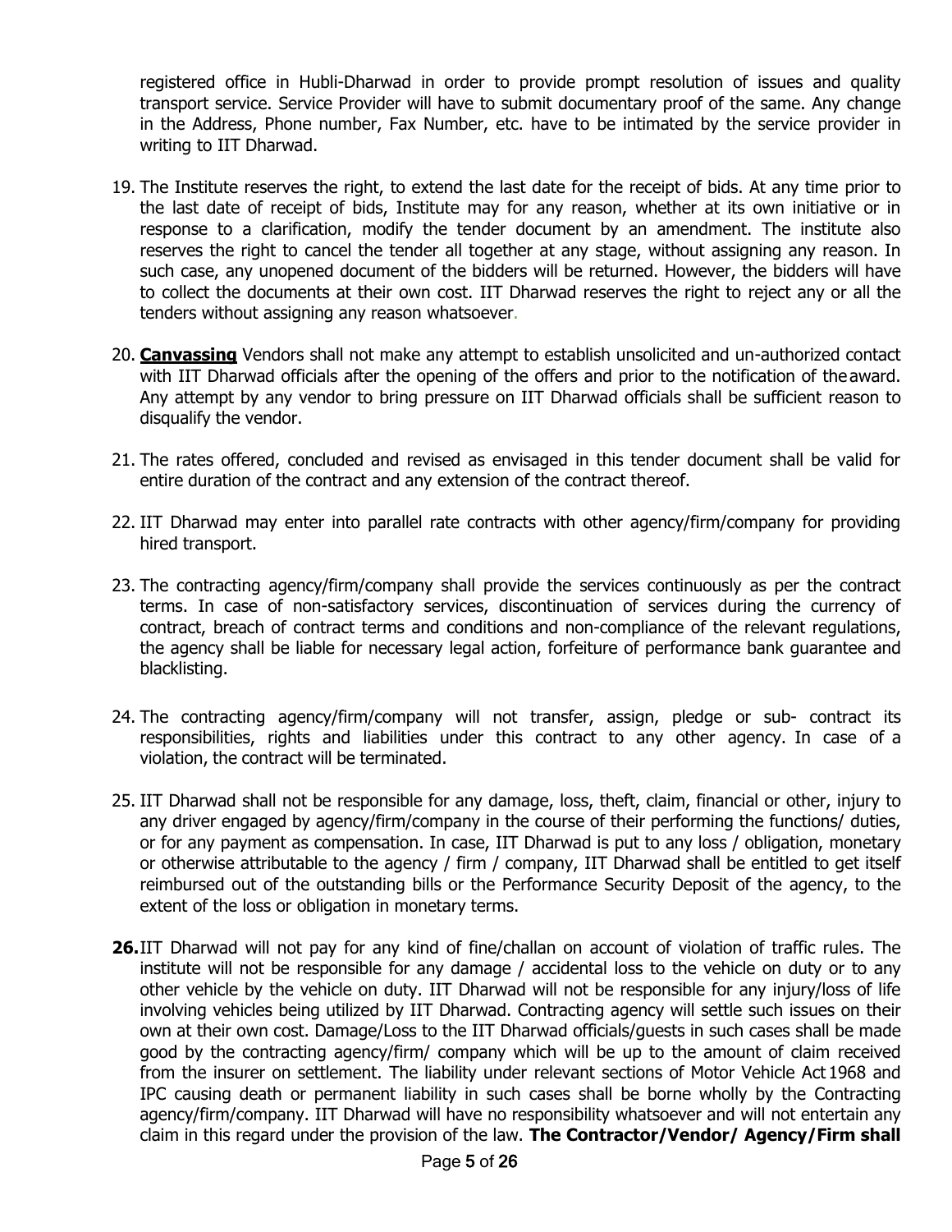registered office in Hubli-Dharwad in order to provide prompt resolution of issues and quality transport service. Service Provider will have to submit documentary proof of the same. Any change in the Address, Phone number, Fax Number, etc. have to be intimated by the service provider in writing to IIT Dharwad.

19. The Institute reserves the right, to extend the last date for the receipt of bids. At any time prior to the last date of receipt of bids, Institute may for any reason, whether at its own initiative or in response to a clarification, modify the tender document by an amendment. The institute also reserves the right to cancel the tender all together at any stage, without assigning any reason. In such case, any unopened document of the bidders will be returned. However, the bidders will have to collect the documents at their own cost. IIT Dharwad reserves the right to reject any or all the tenders without assigning any reason whatsoever.

20. **Canvassing** Vendors shall not make any attempt to establish unsolicited and un-authorized contact with IIT Dharwad officials after the opening of the offers and prior to the notification of the award. Any attempt by any vendor to bring pressure on IIT Dharwad officials shall be sufficient reason to disqualify the vendor.

21. The rates offered, concluded and revised as envisaged in this tender document shall be valid for entire duration of the contract and any extension of the contract thereof.

22. IIT Dharwad may enter into parallel rate contracts with other agency/firm/company for providing hired transport.

23. The contracting agency/firm/company shall provide the services continuously as per the contract terms. In case of non-satisfactory services, discontinuation of services during the currency of contract, breach of contract terms and conditions and non-compliance of the relevant regulations, the agency shall be liable for necessary legal action, forfeiture of performance bank guarantee and blacklisting.

24. The contracting agency/firm/company will not transfer, assign, pledge or sub- contract its responsibilities, rights and liabilities under this contract to any other agency. In case of a violation, the contract will be terminated.

25. IIT Dharwad shall not be responsible for any damage, loss, theft, claim, financial or other, injury to any driver engaged by agency/firm/company in the course of their performing the functions/ duties, or for any payment as compensation. In case, IIT Dharwad is put to any loss / obligation, monetary or otherwise attributable to the agency / firm / company, IIT Dharwad shall be entitled to get itself reimbursed out of the outstanding bills or the Performance Security Deposit of the agency, to the extent of the loss or obligation in monetary terms.

26. IIT Dharwad will not pay for any kind of fine/challan on account of violation of traffic rules. The institute will not be responsible for any damage / accidental loss to the vehicle on duty or to any other vehicle by the vehicle on duty. IIT Dharwad will not be responsible for any injury/loss of life involving vehicles being utilized by IIT Dharwad. Contracting agency will settle such issues on their own at their own cost. Damage/Loss to the IIT Dharwad officials/guests in such cases shall be made good by the contracting agency/firm/ company which will be up to the amount of claim received from the insurer on settlement. The liability under relevant sections of Motor Vehicle Act 1968 and IPC causing death or permanent liability in such cases shall be borne wholly by the Contracting agency/firm/company. IIT Dharwad will have no responsibility whatsoever and will not entertain any claim in this regard under the provision of the law. **The Contractor/Vendor/ Agency/Firm shall**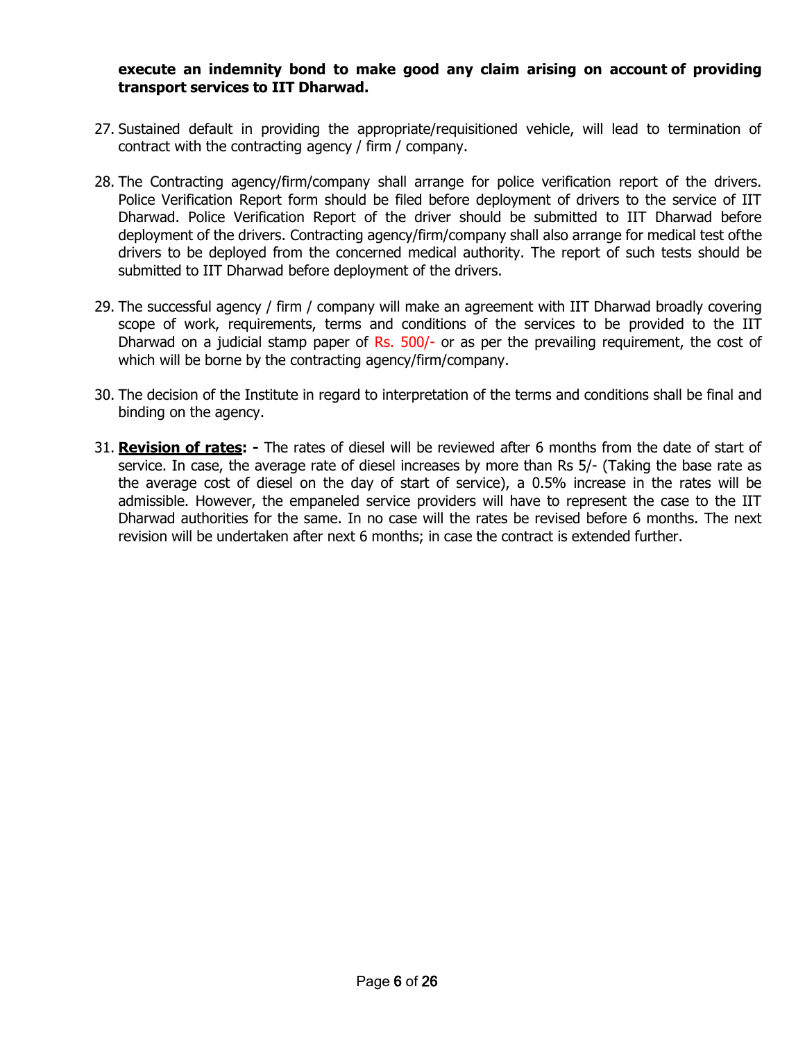**execute an indemnity bond to make good any claim arising on account of providing transport services to IIT Dharwad.**

27. Sustained default in providing the appropriate/requisitioned vehicle, will lead to termination of contract with the contracting agency / firm / company.

28. The Contracting agency/firm/company shall arrange for police verification report of the drivers. Police Verification Report form should be filed before deployment of drivers to the service of IIT Dharwad. Police Verification Report of the driver should be submitted to IIT Dharwad before deployment of the drivers. Contracting agency/firm/company shall also arrange for medical test ofthe drivers to be deployed from the concerned medical authority. The report of such tests should be submitted to IIT Dharwad before deployment of the drivers.

29. The successful agency / firm / company will make an agreement with IIT Dharwad broadly covering scope of work, requirements, terms and conditions of the services to be provided to the IIT Dharwad on a judicial stamp paper of Rs. 500/- or as per the prevailing requirement, the cost of which will be borne by the contracting agency/firm/company.

30. The decision of the Institute in regard to interpretation of the terms and conditions shall be final and binding on the agency.

31. **Revision of rates: -** The rates of diesel will be reviewed after 6 months from the date of start of service. In case, the average rate of diesel increases by more than Rs 5/- (Taking the base rate as the average cost of diesel on the day of start of service), a 0.5% increase in the rates will be admissible. However, the empaneled service providers will have to represent the case to the IIT Dharwad authorities for the same. In no case will the rates be revised before 6 months. The next revision will be undertaken after next 6 months; in case the contract is extended further.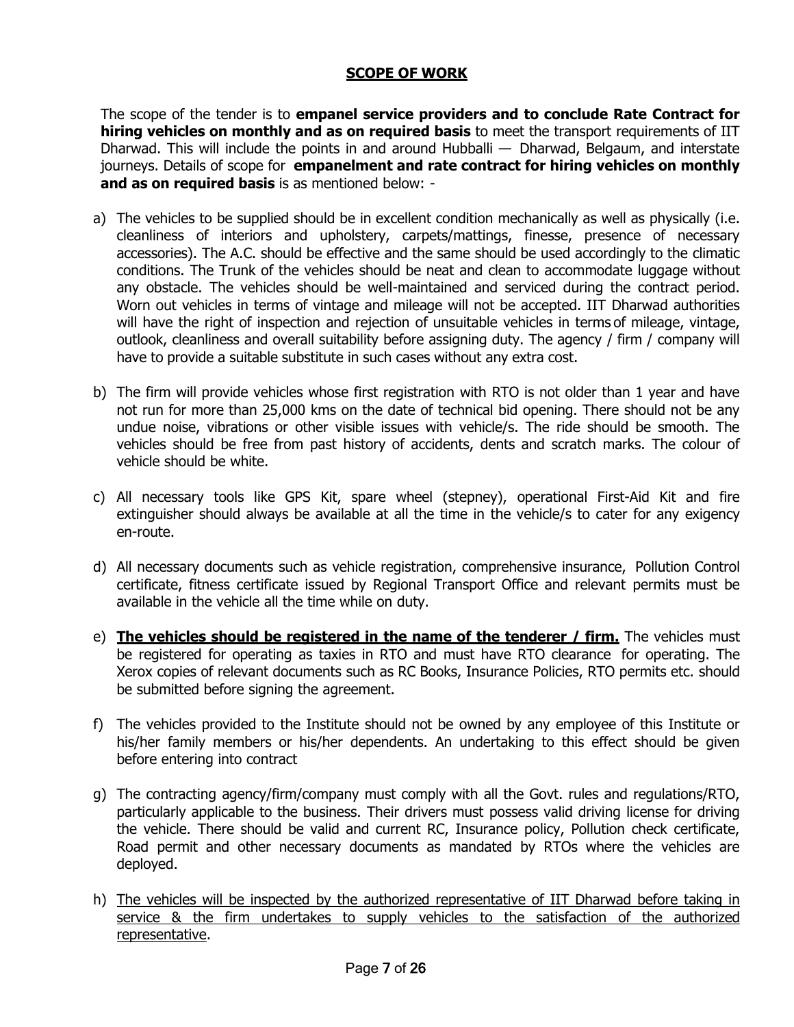## SCOPE OF WORK

The scope of the tender is to **empanel service providers and to conclude Rate Contract for hiring vehicles on monthly and as on required basis** to meet the transport requirements of IIT Dharwad. This will include the points in and around Hubballi — Dharwad, Belgaum, and interstate journeys. Details of scope for **empanelment and rate contract for hiring vehicles on monthly and as on required basis** is as mentioned below: -

a) The vehicles to be supplied should be in excellent condition mechanically as well as physically (i.e. cleanliness of interiors and upholstery, carpets/mattings, finesse, presence of necessary accessories). The A.C. should be effective and the same should be used accordingly to the climatic conditions. The Trunk of the vehicles should be neat and clean to accommodate luggage without any obstacle. The vehicles should be well-maintained and serviced during the contract period. Worn out vehicles in terms of vintage and mileage will not be accepted. IIT Dharwad authorities will have the right of inspection and rejection of unsuitable vehicles in terms of mileage, vintage, outlook, cleanliness and overall suitability before assigning duty. The agency / firm / company will have to provide a suitable substitute in such cases without any extra cost.

b) The firm will provide vehicles whose first registration with RTO is not older than 1 year and have not run for more than 25,000 kms on the date of technical bid opening. There should not be any undue noise, vibrations or other visible issues with vehicle/s. The ride should be smooth. The vehicles should be free from past history of accidents, dents and scratch marks. The colour of vehicle should be white.

c) All necessary tools like GPS Kit, spare wheel (stepney), operational First-Aid Kit and fire extinguisher should always be available at all the time in the vehicle/s to cater for any exigency en-route.

d) All necessary documents such as vehicle registration, comprehensive insurance, Pollution Control certificate, fitness certificate issued by Regional Transport Office and relevant permits must be available in the vehicle all the time while on duty.

e) <u>**The vehicles should be registered in the name of the tenderer / firm.**</u> The vehicles must be registered for operating as taxies in RTO and must have RTO clearance for operating. The Xerox copies of relevant documents such as RC Books, Insurance Policies, RTO permits etc. should be submitted before signing the agreement.

f) The vehicles provided to the Institute should not be owned by any employee of this Institute or his/her family members or his/her dependents. An undertaking to this effect should be given before entering into contract

g) The contracting agency/firm/company must comply with all the Govt. rules and regulations/RTO, particularly applicable to the business. Their drivers must possess valid driving license for driving the vehicle. There should be valid and current RC, Insurance policy, Pollution check certificate, Road permit and other necessary documents as mandated by RTOs where the vehicles are deployed.

h) <u>The vehicles will be inspected by the authorized representative of IIT Dharwad before taking in service & the firm undertakes to supply vehicles to the satisfaction of the authorized representative</u>.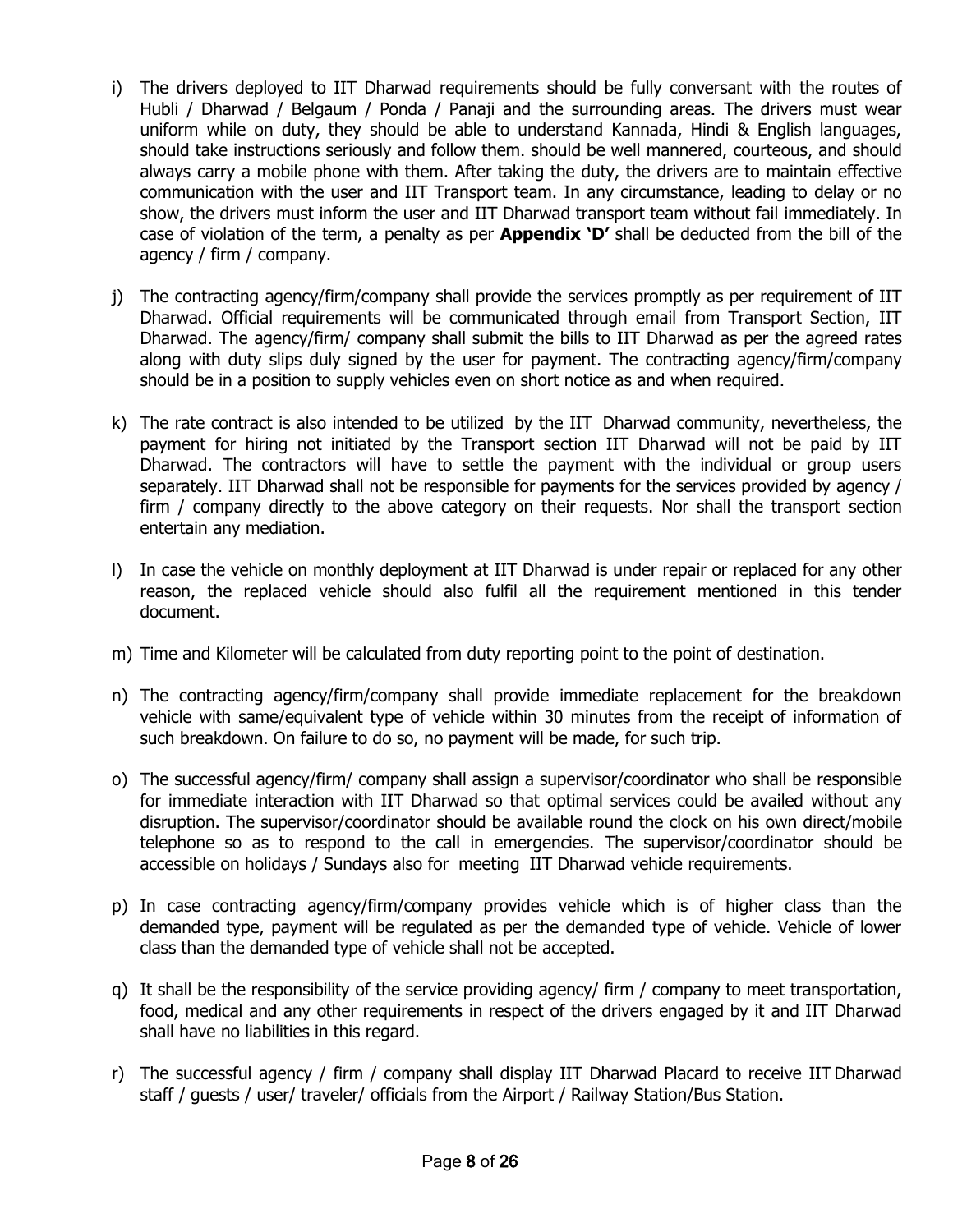i) The drivers deployed to IIT Dharwad requirements should be fully conversant with the routes of Hubli / Dharwad / Belgaum / Ponda / Panaji and the surrounding areas. The drivers must wear uniform while on duty, they should be able to understand Kannada, Hindi & English languages, should take instructions seriously and follow them. should be well mannered, courteous, and should always carry a mobile phone with them. After taking the duty, the drivers are to maintain effective communication with the user and IIT Transport team. In any circumstance, leading to delay or no show, the drivers must inform the user and IIT Dharwad transport team without fail immediately. In case of violation of the term, a penalty as per **Appendix 'D'** shall be deducted from the bill of the agency / firm / company.

j) The contracting agency/firm/company shall provide the services promptly as per requirement of IIT Dharwad. Official requirements will be communicated through email from Transport Section, IIT Dharwad. The agency/firm/ company shall submit the bills to IIT Dharwad as per the agreed rates along with duty slips duly signed by the user for payment. The contracting agency/firm/company should be in a position to supply vehicles even on short notice as and when required.

k) The rate contract is also intended to be utilized by the IIT Dharwad community, nevertheless, the payment for hiring not initiated by the Transport section IIT Dharwad will not be paid by IIT Dharwad. The contractors will have to settle the payment with the individual or group users separately. IIT Dharwad shall not be responsible for payments for the services provided by agency / firm / company directly to the above category on their requests. Nor shall the transport section entertain any mediation.

l) In case the vehicle on monthly deployment at IIT Dharwad is under repair or replaced for any other reason, the replaced vehicle should also fulfil all the requirement mentioned in this tender document.

m) Time and Kilometer will be calculated from duty reporting point to the point of destination.

n) The contracting agency/firm/company shall provide immediate replacement for the breakdown vehicle with same/equivalent type of vehicle within 30 minutes from the receipt of information of such breakdown. On failure to do so, no payment will be made, for such trip.

o) The successful agency/firm/ company shall assign a supervisor/coordinator who shall be responsible for immediate interaction with IIT Dharwad so that optimal services could be availed without any disruption. The supervisor/coordinator should be available round the clock on his own direct/mobile telephone so as to respond to the call in emergencies. The supervisor/coordinator should be accessible on holidays / Sundays also for meeting IIT Dharwad vehicle requirements.

p) In case contracting agency/firm/company provides vehicle which is of higher class than the demanded type, payment will be regulated as per the demanded type of vehicle. Vehicle of lower class than the demanded type of vehicle shall not be accepted.

q) It shall be the responsibility of the service providing agency/ firm / company to meet transportation, food, medical and any other requirements in respect of the drivers engaged by it and IIT Dharwad shall have no liabilities in this regard.

r) The successful agency / firm / company shall display IIT Dharwad Placard to receive IIT Dharwad staff / guests / user/ traveler/ officials from the Airport / Railway Station/Bus Station.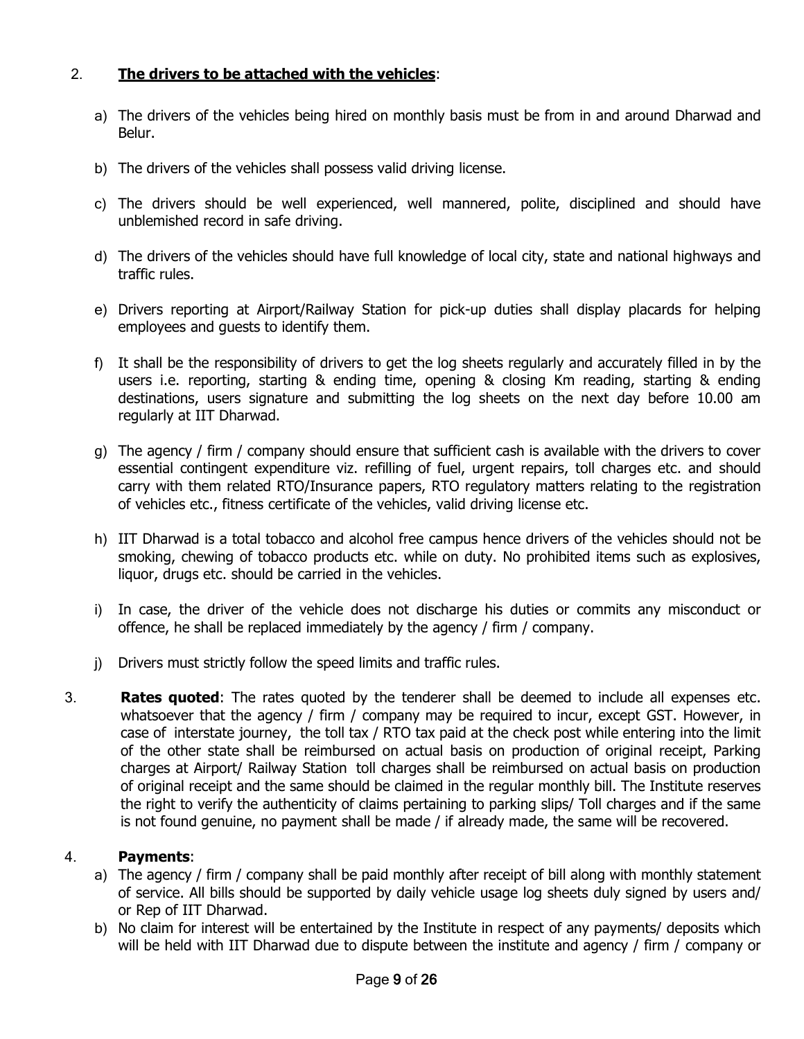2. **The drivers to be attached with the vehicles**:

a) The drivers of the vehicles being hired on monthly basis must be from in and around Dharwad and Belur.

b) The drivers of the vehicles shall possess valid driving license.

c) The drivers should be well experienced, well mannered, polite, disciplined and should have unblemished record in safe driving.

d) The drivers of the vehicles should have full knowledge of local city, state and national highways and traffic rules.

e) Drivers reporting at Airport/Railway Station for pick-up duties shall display placards for helping employees and guests to identify them.

f) It shall be the responsibility of drivers to get the log sheets regularly and accurately filled in by the users i.e. reporting, starting & ending time, opening & closing Km reading, starting & ending destinations, users signature and submitting the log sheets on the next day before 10.00 am regularly at IIT Dharwad.

g) The agency / firm / company should ensure that sufficient cash is available with the drivers to cover essential contingent expenditure viz. refilling of fuel, urgent repairs, toll charges etc. and should carry with them related RTO/Insurance papers, RTO regulatory matters relating to the registration of vehicles etc., fitness certificate of the vehicles, valid driving license etc.

h) IIT Dharwad is a total tobacco and alcohol free campus hence drivers of the vehicles should not be smoking, chewing of tobacco products etc. while on duty. No prohibited items such as explosives, liquor, drugs etc. should be carried in the vehicles.

i) In case, the driver of the vehicle does not discharge his duties or commits any misconduct or offence, he shall be replaced immediately by the agency / firm / company.

j) Drivers must strictly follow the speed limits and traffic rules.

3. **Rates quoted**: The rates quoted by the tenderer shall be deemed to include all expenses etc. whatsoever that the agency / firm / company may be required to incur, except GST. However, in case of interstate journey, the toll tax / RTO tax paid at the check post while entering into the limit of the other state shall be reimbursed on actual basis on production of original receipt, Parking charges at Airport/ Railway Station toll charges shall be reimbursed on actual basis on production of original receipt and the same should be claimed in the regular monthly bill. The Institute reserves the right to verify the authenticity of claims pertaining to parking slips/ Toll charges and if the same is not found genuine, no payment shall be made / if already made, the same will be recovered.

4. **Payments**:

a) The agency / firm / company shall be paid monthly after receipt of bill along with monthly statement of service. All bills should be supported by daily vehicle usage log sheets duly signed by users and/ or Rep of IIT Dharwad.

b) No claim for interest will be entertained by the Institute in respect of any payments/ deposits which will be held with IIT Dharwad due to dispute between the institute and agency / firm / company or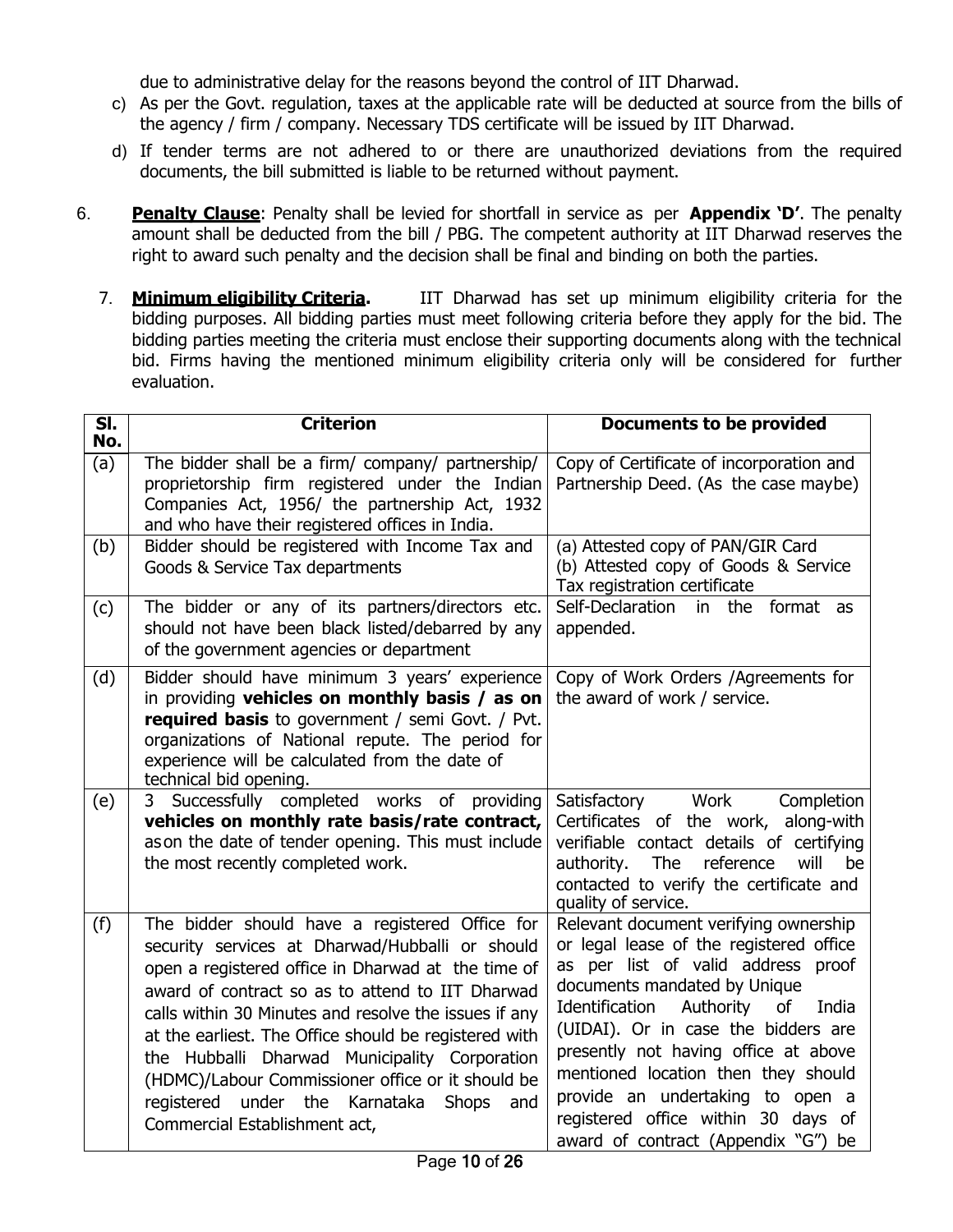due to administrative delay for the reasons beyond the control of IIT Dharwad.

c) As per the Govt. regulation, taxes at the applicable rate will be deducted at source from the bills of the agency / firm / company. Necessary TDS certificate will be issued by IIT Dharwad.

d) If tender terms are not adhered to or there are unauthorized deviations from the required documents, the bill submitted is liable to be returned without payment.

6. **Penalty Clause**: Penalty shall be levied for shortfall in service as per **Appendix 'D'**. The penalty amount shall be deducted from the bill / PBG. The competent authority at IIT Dharwad reserves the right to award such penalty and the decision shall be final and binding on both the parties.

7. **Minimum eligibility Criteria.** IIT Dharwad has set up minimum eligibility criteria for the bidding purposes. All bidding parties must meet following criteria before they apply for the bid. The bidding parties meeting the criteria must enclose their supporting documents along with the technical bid. Firms having the mentioned minimum eligibility criteria only will be considered for further evaluation.

| Sl. No. | Criterion | Documents to be provided |
|---|---|---|
| (a) | The bidder shall be a firm/ company/ partnership/ proprietorship firm registered under the Indian Companies Act, 1956/ the partnership Act, 1932 and who have their registered offices in India. | Copy of Certificate of incorporation and Partnership Deed. (As the case maybe) |
| (b) | Bidder should be registered with Income Tax and Goods & Service Tax departments | (a) Attested copy of PAN/GIR Card<br>(b) Attested copy of Goods & Service Tax registration certificate |
| (c) | The bidder or any of its partners/directors etc. should not have been black listed/debarred by any of the government agencies or department | Self-Declaration in the format as appended. |
| (d) | Bidder should have minimum 3 years' experience in providing **vehicles on monthly basis / as on required basis** to government / semi Govt. / Pvt. organizations of National repute. The period for experience will be calculated from the date of technical bid opening. | Copy of Work Orders /Agreements for the award of work / service. |
| (e) | 3 Successfully completed works of providing **vehicles on monthly rate basis/rate contract,** as on the date of tender opening. This must include the most recently completed work. | Satisfactory Work Completion Certificates of the work, along-with verifiable contact details of certifying authority. The reference will be contacted to verify the certificate and quality of service. |
| (f) | The bidder should have a registered Office for security services at Dharwad/Hubballi or should open a registered office in Dharwad at the time of award of contract so as to attend to IIT Dharwad calls within 30 Minutes and resolve the issues if any at the earliest. The Office should be registered with the Hubballi Dharwad Municipality Corporation (HDMC)/Labour Commissioner office or it should be registered under the Karnataka Shops and Commercial Establishment act, | Relevant document verifying ownership or legal lease of the registered office as per list of valid address proof documents mandated by Unique Identification Authority of India (UIDAI). Or in case the bidders are presently not having office at above mentioned location then they should provide an undertaking to open a registered office within 30 days of award of contract (Appendix "G") be |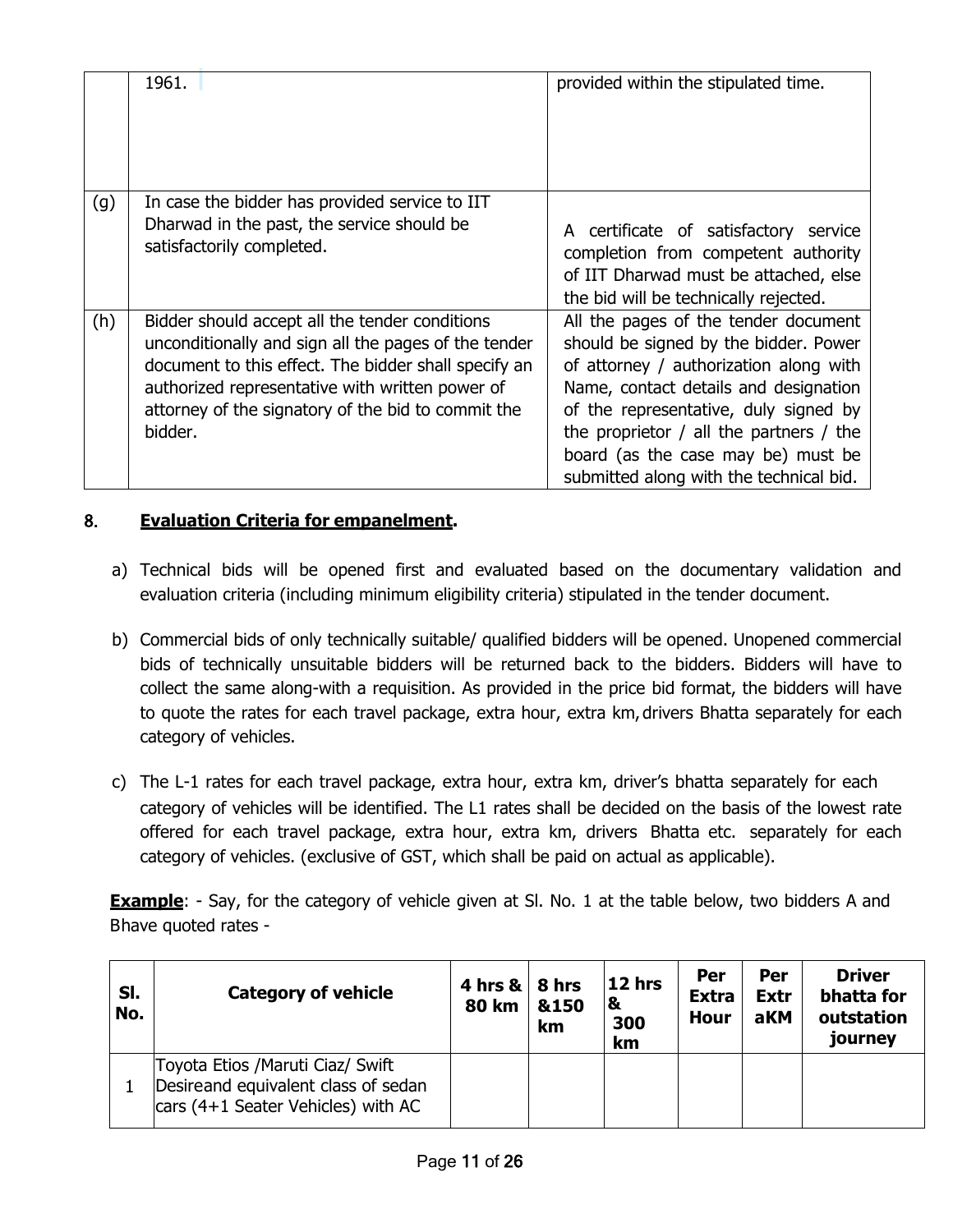|  | 1961. | provided within the stipulated time. |
|---|---|---|
| (g) | In case the bidder has provided service to IIT Dharwad in the past, the service should be satisfactorily completed. | A certificate of satisfactory service completion from competent authority of IIT Dharwad must be attached, else the bid will be technically rejected. |
| (h) | Bidder should accept all the tender conditions unconditionally and sign all the pages of the tender document to this effect. The bidder shall specify an authorized representative with written power of attorney of the signatory of the bid to commit the bidder. | All the pages of the tender document should be signed by the bidder. Power of attorney / authorization along with Name, contact details and designation of the representative, duly signed by the proprietor / all the partners / the board (as the case may be) must be submitted along with the technical bid. |

## 8. <u>Evaluation Criteria for empanelment</u>.

a) Technical bids will be opened first and evaluated based on the documentary validation and evaluation criteria (including minimum eligibility criteria) stipulated in the tender document.

b) Commercial bids of only technically suitable/ qualified bidders will be opened. Unopened commercial bids of technically unsuitable bidders will be returned back to the bidders. Bidders will have to collect the same along-with a requisition. As provided in the price bid format, the bidders will have to quote the rates for each travel package, extra hour, extra km, drivers Bhatta separately for each category of vehicles.

c) The L-1 rates for each travel package, extra hour, extra km, driver's bhatta separately for each category of vehicles will be identified. The L1 rates shall be decided on the basis of the lowest rate offered for each travel package, extra hour, extra km, drivers Bhatta etc. separately for each category of vehicles. (exclusive of GST, which shall be paid on actual as applicable).

**<u>Example</u>**: - Say, for the category of vehicle given at Sl. No. 1 at the table below, two bidders A and Bhave quoted rates -

| Sl. No. | Category of vehicle | 4 hrs & 80 km | 8 hrs &150 km | 12 hrs & 300 km | Per Extra Hour | Per ExtraKM | Driver bhatta for outstation journey |
|---|---|---|---|---|---|---|---|
| 1 | Toyota Etios /Maruti Ciaz/ Swift Desireand equivalent class of sedan cars (4+1 Seater Vehicles) with AC | | | | | | |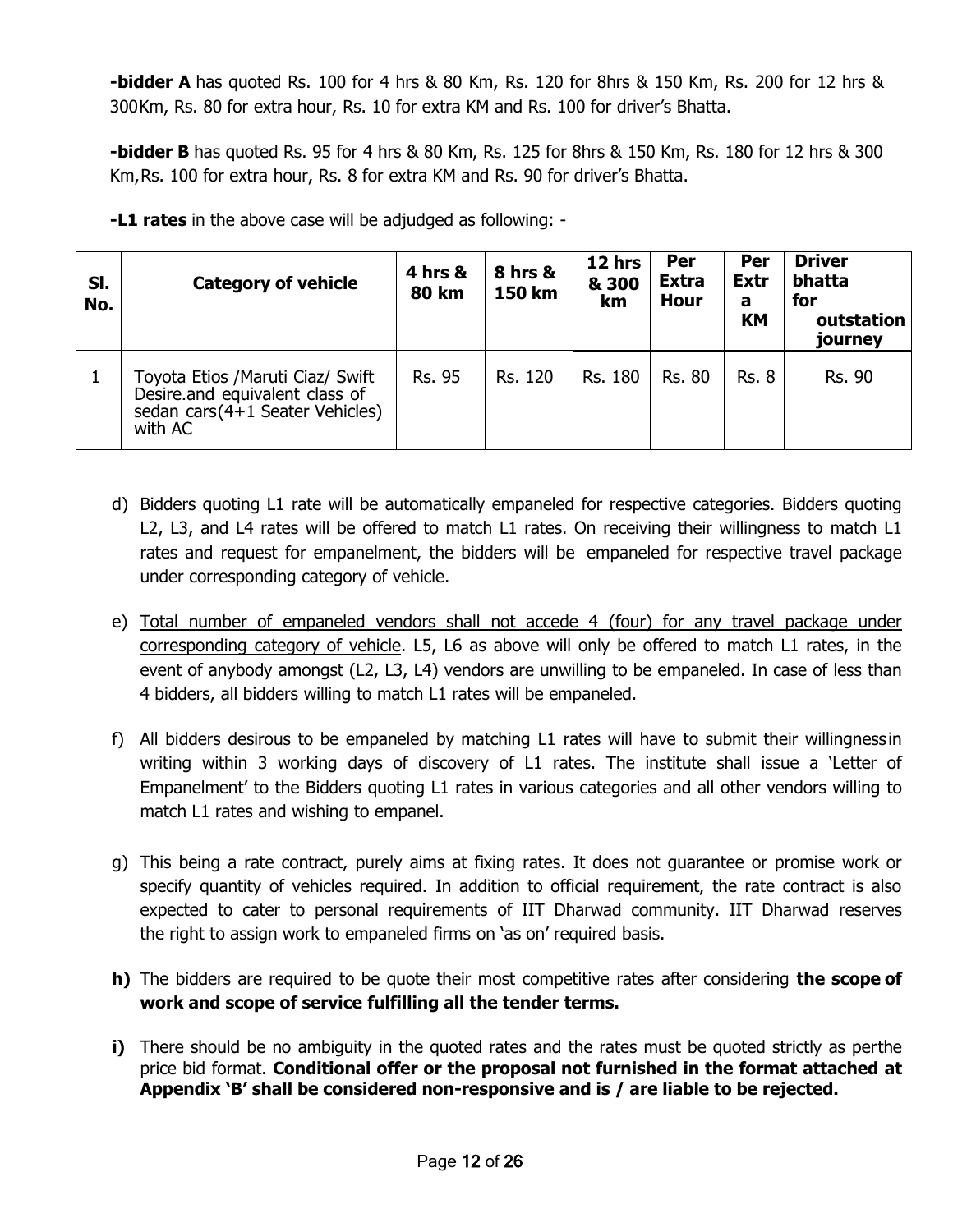**-bidder A** has quoted Rs. 100 for 4 hrs & 80 Km, Rs. 120 for 8hrs & 150 Km, Rs. 200 for 12 hrs & 300Km, Rs. 80 for extra hour, Rs. 10 for extra KM and Rs. 100 for driver's Bhatta.

**-bidder B** has quoted Rs. 95 for 4 hrs & 80 Km, Rs. 125 for 8hrs & 150 Km, Rs. 180 for 12 hrs & 300 Km,Rs. 100 for extra hour, Rs. 8 for extra KM and Rs. 90 for driver's Bhatta.

**-L1 rates** in the above case will be adjudged as following: -

| Sl. No. | Category of vehicle | 4 hrs & 80 km | 8 hrs & 150 km | 12 hrs & 300 km | Per Extra Hour | Per Extra KM | Driver bhatta for outstation journey |
|---|---|---|---|---|---|---|---|
| 1 | Toyota Etios /Maruti Ciaz/ Swift Desire.and equivalent class of sedan cars(4+1 Seater Vehicles) with AC | Rs. 95 | Rs. 120 | Rs. 180 | Rs. 80 | Rs. 8 | Rs. 90 |

d) Bidders quoting L1 rate will be automatically empaneled for respective categories. Bidders quoting L2, L3, and L4 rates will be offered to match L1 rates. On receiving their willingness to match L1 rates and request for empanelment, the bidders will be empaneled for respective travel package under corresponding category of vehicle.

e) <u>Total number of empaneled vendors shall not accede 4 (four) for any travel package under corresponding category of vehicle</u>. L5, L6 as above will only be offered to match L1 rates, in the event of anybody amongst (L2, L3, L4) vendors are unwilling to be empaneled. In case of less than 4 bidders, all bidders willing to match L1 rates will be empaneled.

f) All bidders desirous to be empaneled by matching L1 rates will have to submit their willingness in writing within 3 working days of discovery of L1 rates. The institute shall issue a 'Letter of Empanelment' to the Bidders quoting L1 rates in various categories and all other vendors willing to match L1 rates and wishing to empanel.

g) This being a rate contract, purely aims at fixing rates. It does not guarantee or promise work or specify quantity of vehicles required. In addition to official requirement, the rate contract is also expected to cater to personal requirements of IIT Dharwad community. IIT Dharwad reserves the right to assign work to empaneled firms on 'as on' required basis.

**h)** The bidders are required to be quote their most competitive rates after considering **the scope of work and scope of service fulfilling all the tender terms.**

**i)** There should be no ambiguity in the quoted rates and the rates must be quoted strictly as perthe price bid format. **Conditional offer or the proposal not furnished in the format attached at Appendix 'B' shall be considered non-responsive and is / are liable to be rejected.**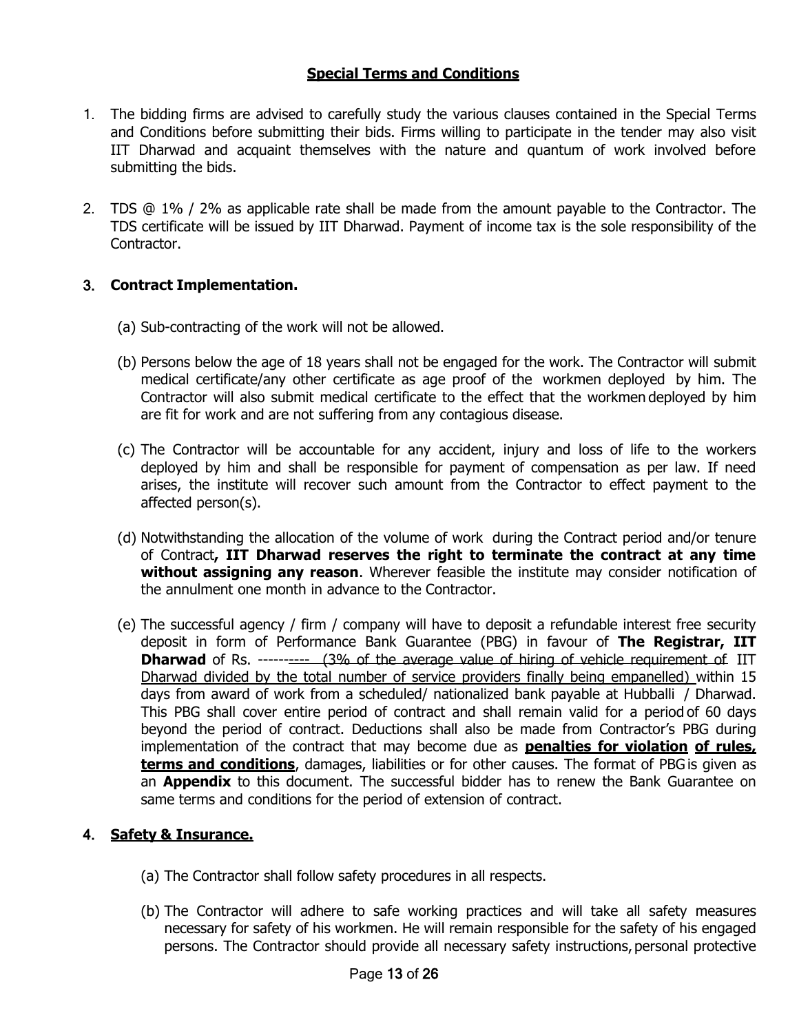## Special Terms and Conditions

1. The bidding firms are advised to carefully study the various clauses contained in the Special Terms and Conditions before submitting their bids. Firms willing to participate in the tender may also visit IIT Dharwad and acquaint themselves with the nature and quantum of work involved before submitting the bids.

2. TDS @ 1% / 2% as applicable rate shall be made from the amount payable to the Contractor. The TDS certificate will be issued by IIT Dharwad. Payment of income tax is the sole responsibility of the Contractor.

3. **Contract Implementation.**

   (a) Sub-contracting of the work will not be allowed.

   (b) Persons below the age of 18 years shall not be engaged for the work. The Contractor will submit medical certificate/any other certificate as age proof of the workmen deployed by him. The Contractor will also submit medical certificate to the effect that the workmen deployed by him are fit for work and are not suffering from any contagious disease.

   (c) The Contractor will be accountable for any accident, injury and loss of life to the workers deployed by him and shall be responsible for payment of compensation as per law. If need arises, the institute will recover such amount from the Contractor to effect payment to the affected person(s).

   (d) Notwithstanding the allocation of the volume of work during the Contract period and/or tenure of Contract**, IIT Dharwad reserves the right to terminate the contract at any time without assigning any reason**. Wherever feasible the institute may consider notification of the annulment one month in advance to the Contractor.

   (e) The successful agency / firm / company will have to deposit a refundable interest free security deposit in form of Performance Bank Guarantee (PBG) in favour of **The Registrar, IIT Dharwad** of Rs. ---------- (3% of the average value of hiring of vehicle requirement of IIT Dharwad divided by the total number of service providers finally being empanelled) within 15 days from award of work from a scheduled/ nationalized bank payable at Hubballi / Dharwad. This PBG shall cover entire period of contract and shall remain valid for a period of 60 days beyond the period of contract. Deductions shall also be made from Contractor's PBG during implementation of the contract that may become due as **penalties for violation of rules, terms and conditions**, damages, liabilities or for other causes. The format of PBG is given as an **Appendix** to this document. The successful bidder has to renew the Bank Guarantee on same terms and conditions for the period of extension of contract.

4. **Safety & Insurance.**

   (a) The Contractor shall follow safety procedures in all respects.

   (b) The Contractor will adhere to safe working practices and will take all safety measures necessary for safety of his workmen. He will remain responsible for the safety of his engaged persons. The Contractor should provide all necessary safety instructions, personal protective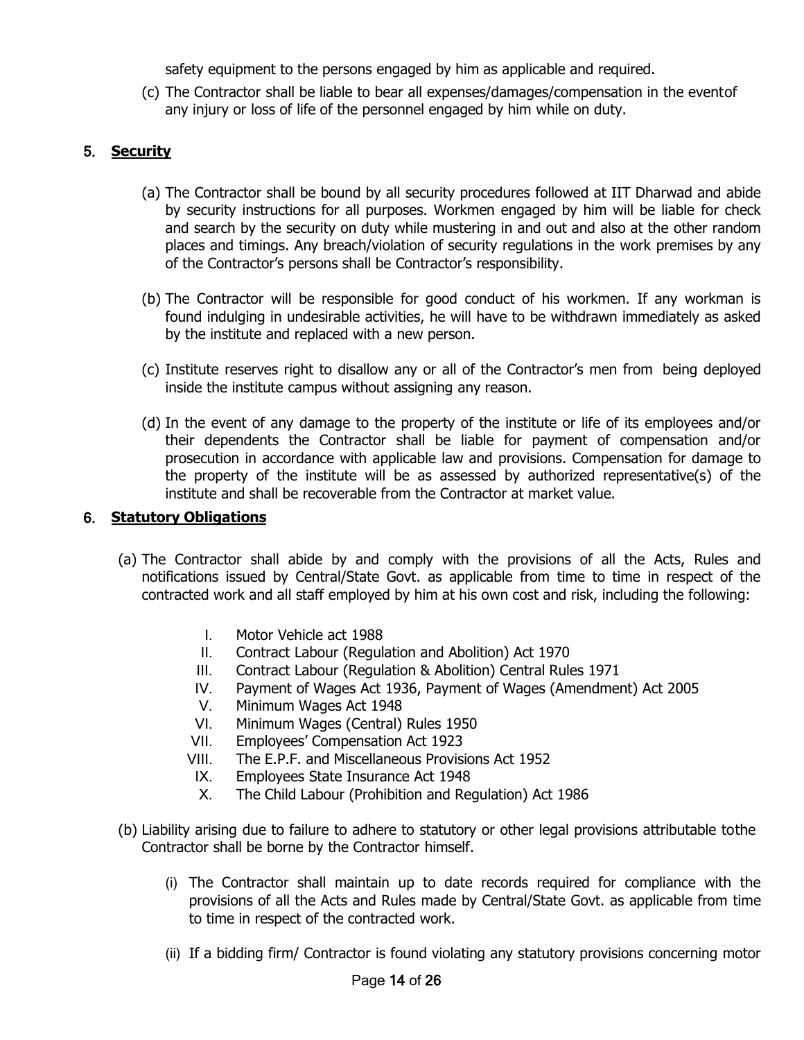safety equipment to the persons engaged by him as applicable and required.

(c) The Contractor shall be liable to bear all expenses/damages/compensation in the eventof any injury or loss of life of the personnel engaged by him while on duty.

## 5. Security

(a) The Contractor shall be bound by all security procedures followed at IIT Dharwad and abide by security instructions for all purposes. Workmen engaged by him will be liable for check and search by the security on duty while mustering in and out and also at the other random places and timings. Any breach/violation of security regulations in the work premises by any of the Contractor's persons shall be Contractor's responsibility.

(b) The Contractor will be responsible for good conduct of his workmen. If any workman is found indulging in undesirable activities, he will have to be withdrawn immediately as asked by the institute and replaced with a new person.

(c) Institute reserves right to disallow any or all of the Contractor's men from being deployed inside the institute campus without assigning any reason.

(d) In the event of any damage to the property of the institute or life of its employees and/or their dependents the Contractor shall be liable for payment of compensation and/or prosecution in accordance with applicable law and provisions. Compensation for damage to the property of the institute will be as assessed by authorized representative(s) of the institute and shall be recoverable from the Contractor at market value.

## 6. Statutory Obligations

(a) The Contractor shall abide by and comply with the provisions of all the Acts, Rules and notifications issued by Central/State Govt. as applicable from time to time in respect of the contracted work and all staff employed by him at his own cost and risk, including the following:

I. Motor Vehicle act 1988
II. Contract Labour (Regulation and Abolition) Act 1970
III. Contract Labour (Regulation & Abolition) Central Rules 1971
IV. Payment of Wages Act 1936, Payment of Wages (Amendment) Act 2005
V. Minimum Wages Act 1948
VI. Minimum Wages (Central) Rules 1950
VII. Employees' Compensation Act 1923
VIII. The E.P.F. and Miscellaneous Provisions Act 1952
IX. Employees State Insurance Act 1948
X. The Child Labour (Prohibition and Regulation) Act 1986

(b) Liability arising due to failure to adhere to statutory or other legal provisions attributable tothe Contractor shall be borne by the Contractor himself.

(i) The Contractor shall maintain up to date records required for compliance with the provisions of all the Acts and Rules made by Central/State Govt. as applicable from time to time in respect of the contracted work.

(ii) If a bidding firm/ Contractor is found violating any statutory provisions concerning motor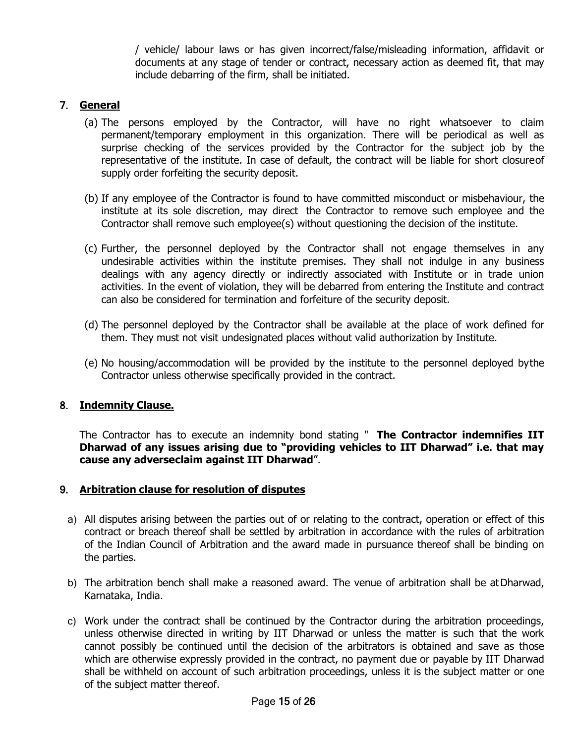/ vehicle/ labour laws or has given incorrect/false/misleading information, affidavit or documents at any stage of tender or contract, necessary action as deemed fit, that may include debarring of the firm, shall be initiated.

## 7. **General**

(a) The persons employed by the Contractor, will have no right whatsoever to claim permanent/temporary employment in this organization. There will be periodical as well as surprise checking of the services provided by the Contractor for the subject job by the representative of the institute. In case of default, the contract will be liable for short closureof supply order forfeiting the security deposit.

(b) If any employee of the Contractor is found to have committed misconduct or misbehaviour, the institute at its sole discretion, may direct the Contractor to remove such employee and the Contractor shall remove such employee(s) without questioning the decision of the institute.

(c) Further, the personnel deployed by the Contractor shall not engage themselves in any undesirable activities within the institute premises. They shall not indulge in any business dealings with any agency directly or indirectly associated with Institute or in trade union activities. In the event of violation, they will be debarred from entering the Institute and contract can also be considered for termination and forfeiture of the security deposit.

(d) The personnel deployed by the Contractor shall be available at the place of work defined for them. They must not visit undesignated places without valid authorization by Institute.

(e) No housing/accommodation will be provided by the institute to the personnel deployed bythe Contractor unless otherwise specifically provided in the contract.

## 8. **Indemnity Clause.**

The Contractor has to execute an indemnity bond stating " **The Contractor indemnifies IIT Dharwad of any issues arising due to "providing vehicles to IIT Dharwad" i.e. that may cause any adverseclaim against IIT Dharwad**".

## 9. **Arbitration clause for resolution of disputes**

a) All disputes arising between the parties out of or relating to the contract, operation or effect of this contract or breach thereof shall be settled by arbitration in accordance with the rules of arbitration of the Indian Council of Arbitration and the award made in pursuance thereof shall be binding on the parties.

b) The arbitration bench shall make a reasoned award. The venue of arbitration shall be at Dharwad, Karnataka, India.

c) Work under the contract shall be continued by the Contractor during the arbitration proceedings, unless otherwise directed in writing by IIT Dharwad or unless the matter is such that the work cannot possibly be continued until the decision of the arbitrators is obtained and save as those which are otherwise expressly provided in the contract, no payment due or payable by IIT Dharwad shall be withheld on account of such arbitration proceedings, unless it is the subject matter or one of the subject matter thereof.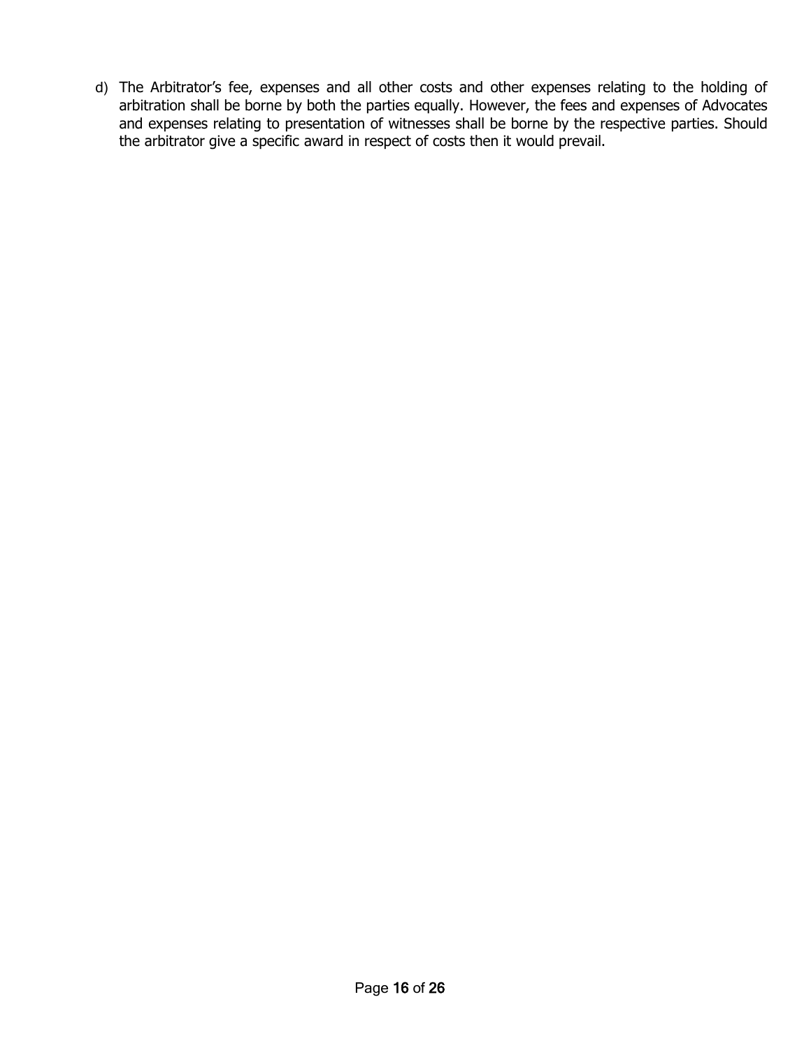d) The Arbitrator's fee, expenses and all other costs and other expenses relating to the holding of arbitration shall be borne by both the parties equally. However, the fees and expenses of Advocates and expenses relating to presentation of witnesses shall be borne by the respective parties. Should the arbitrator give a specific award in respect of costs then it would prevail.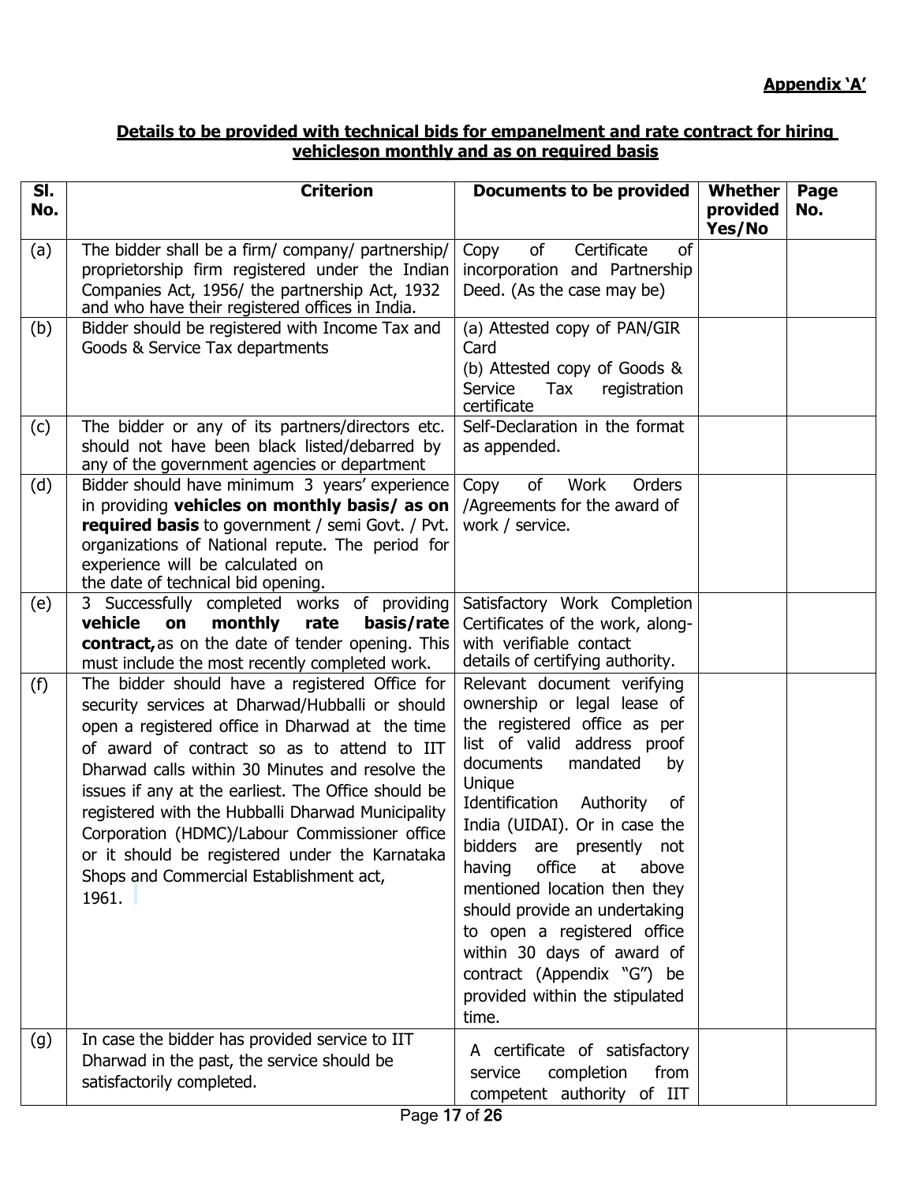**Appendix 'A'**

**Details to be provided with technical bids for empanelment and rate contract for hiring vehicleson monthly and as on required basis**

| Sl. No. | Criterion | Documents to be provided | Whether provided Yes/No | Page No. |
|---|---|---|---|---|
| (a) | The bidder shall be a firm/ company/ partnership/ proprietorship firm registered under the Indian Companies Act, 1956/ the partnership Act, 1932 and who have their registered offices in India. | Copy of Certificate of incorporation and Partnership Deed. (As the case may be) | | |
| (b) | Bidder should be registered with Income Tax and Goods & Service Tax departments | (a) Attested copy of PAN/GIR Card<br>(b) Attested copy of Goods & Service Tax registration certificate | | |
| (c) | The bidder or any of its partners/directors etc. should not have been black listed/debarred by any of the government agencies or department | Self-Declaration in the format as appended. | | |
| (d) | Bidder should have minimum 3 years' experience in providing **vehicles on monthly basis/ as on required basis** to government / semi Govt. / Pvt. organizations of National repute. The period for experience will be calculated on the date of technical bid opening. | Copy of Work Orders /Agreements for the award of work / service. | | |
| (e) | 3 Successfully completed works of providing **vehicle on monthly rate basis/rate contract,** as on the date of tender opening. This must include the most recently completed work. | Satisfactory Work Completion Certificates of the work, along-with verifiable contact details of certifying authority. | | |
| (f) | The bidder should have a registered Office for security services at Dharwad/Hubballi or should open a registered office in Dharwad at the time of award of contract so as to attend to IIT Dharwad calls within 30 Minutes and resolve the issues if any at the earliest. The Office should be registered with the Hubballi Dharwad Municipality Corporation (HDMC)/Labour Commissioner office or it should be registered under the Karnataka Shops and Commercial Establishment act, 1961. | Relevant document verifying ownership or legal lease of the registered office as per list of valid address proof documents mandated by Unique Identification Authority of India (UIDAI). Or in case the bidders are presently not having office at above mentioned location then they should provide an undertaking to open a registered office within 30 days of award of contract (Appendix "G") be provided within the stipulated time. | | |
| (g) | In case the bidder has provided service to IIT Dharwad in the past, the service should be satisfactorily completed. | A certificate of satisfactory service completion from competent authority of IIT | | |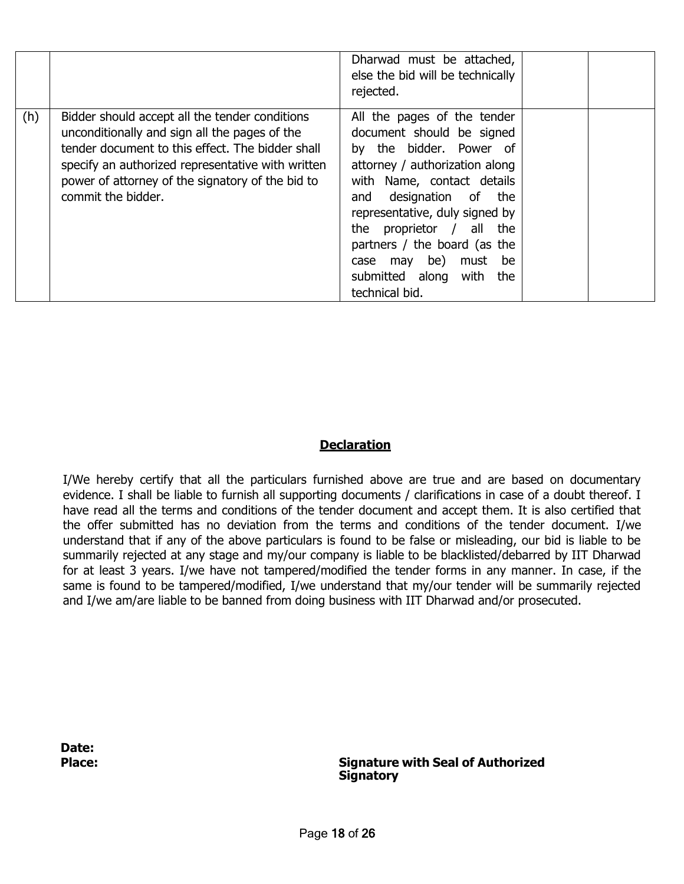| | | | | |
|---|---|---|---|---|
| | | Dharwad must be attached, else the bid will be technically rejected. | | |
| (h) | Bidder should accept all the tender conditions unconditionally and sign all the pages of the tender document to this effect. The bidder shall specify an authorized representative with written power of attorney of the signatory of the bid to commit the bidder. | All the pages of the tender document should be signed by the bidder. Power of attorney / authorization along with Name, contact details and designation of the representative, duly signed by the proprietor / all the partners / the board (as the case may be) must be submitted along with the technical bid. | | |

## **Declaration**

I/We hereby certify that all the particulars furnished above are true and are based on documentary evidence. I shall be liable to furnish all supporting documents / clarifications in case of a doubt thereof. I have read all the terms and conditions of the tender document and accept them. It is also certified that the offer submitted has no deviation from the terms and conditions of the tender document. I/we understand that if any of the above particulars is found to be false or misleading, our bid is liable to be summarily rejected at any stage and my/our company is liable to be blacklisted/debarred by IIT Dharwad for at least 3 years. I/we have not tampered/modified the tender forms in any manner. In case, if the same is found to be tampered/modified, I/we understand that my/our tender will be summarily rejected and I/we am/are liable to be banned from doing business with IIT Dharwad and/or prosecuted.

**Date:**

**Place:**

**Signature with Seal of Authorized Signatory**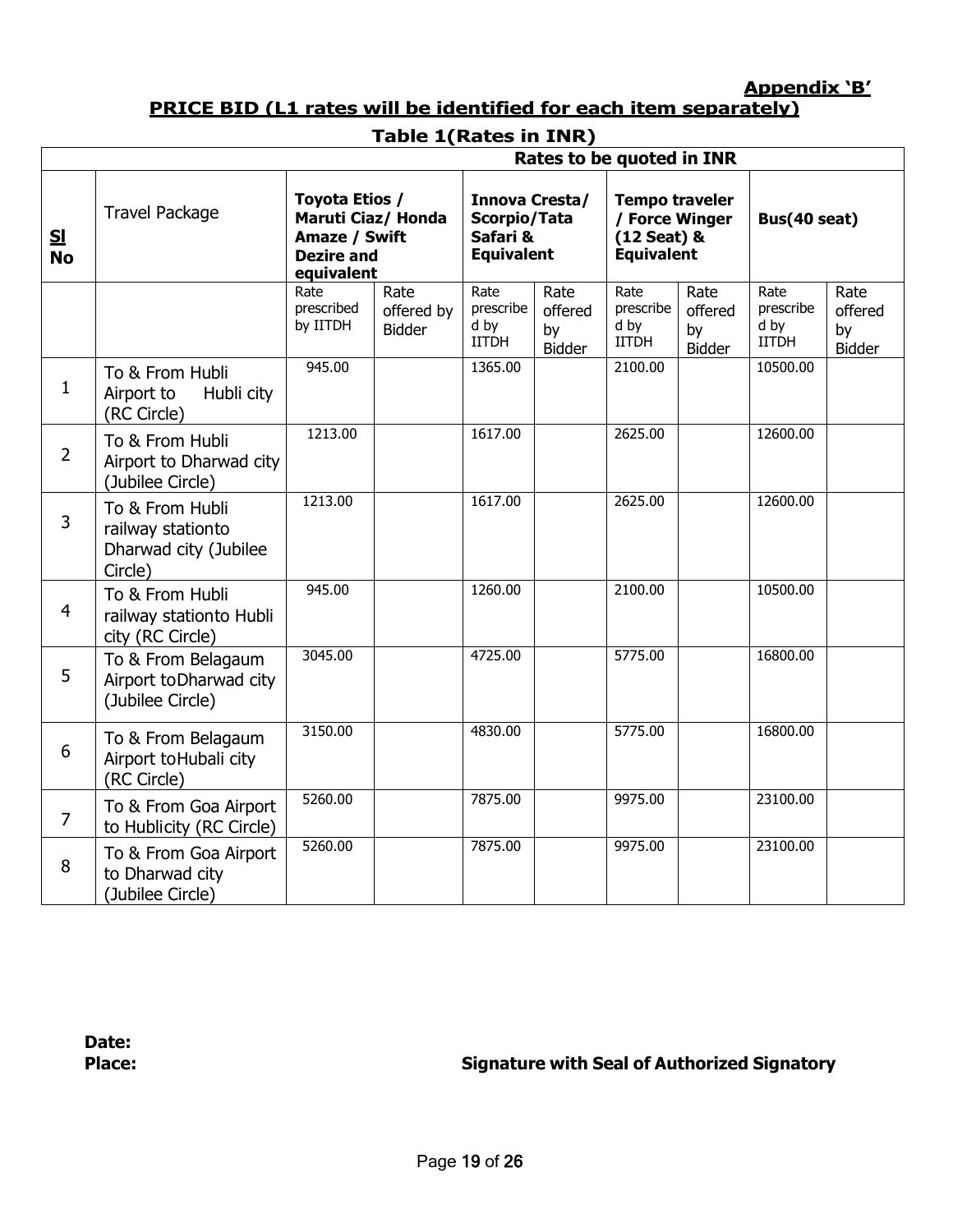**Appendix 'B'**

## PRICE BID (L1 rates will be identified for each item separately)

### Table 1(Rates in INR)

| Sl No | Travel Package | Rates to be quoted in INR | | | | | | | |
|---|---|---|---|---|---|---|---|---|---|
| | | **Toyota Etios / Maruti Ciaz/ Honda Amaze / Swift Dezire and equivalent** | | **Innova Cresta/ Scorpio/Tata Safari & Equivalent** | | **Tempo traveler / Force Winger (12 Seat) & Equivalent** | | **Bus(40 seat)** | |
| | | Rate prescribed by IITDH | Rate offered by Bidder | Rate prescribed by IITDH | Rate offered by Bidder | Rate prescribed by IITDH | Rate offered by Bidder | Rate prescribed by IITDH | Rate offered by Bidder |
| 1 | To & From Hubli Airport to Hubli city (RC Circle) | 945.00 | | 1365.00 | | 2100.00 | | 10500.00 | |
| 2 | To & From Hubli Airport to Dharwad city (Jubilee Circle) | 1213.00 | | 1617.00 | | 2625.00 | | 12600.00 | |
| 3 | To & From Hubli railway stationto Dharwad city (Jubilee Circle) | 1213.00 | | 1617.00 | | 2625.00 | | 12600.00 | |
| 4 | To & From Hubli railway stationto Hubli city (RC Circle) | 945.00 | | 1260.00 | | 2100.00 | | 10500.00 | |
| 5 | To & From Belagaum Airport toDharwad city (Jubilee Circle) | 3045.00 | | 4725.00 | | 5775.00 | | 16800.00 | |
| 6 | To & From Belagaum Airport toHubali city (RC Circle) | 3150.00 | | 4830.00 | | 5775.00 | | 16800.00 | |
| 7 | To & From Goa Airport to Hublicity (RC Circle) | 5260.00 | | 7875.00 | | 9975.00 | | 23100.00 | |
| 8 | To & From Goa Airport to Dharwad city (Jubilee Circle) | 5260.00 | | 7875.00 | | 9975.00 | | 23100.00 | |

**Date:**

**Place:** **Signature with Seal of Authorized Signatory**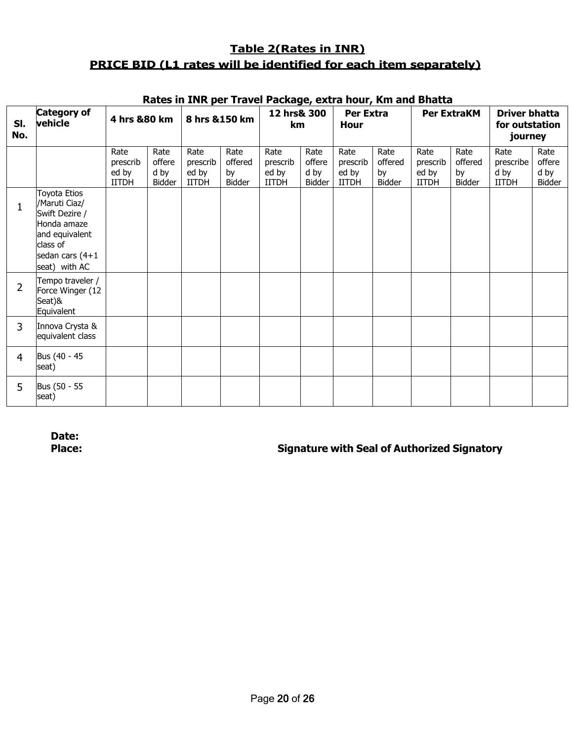## Table 2(Rates in INR)

## PRICE BID (L1 rates will be identified for each item separately)

**Rates in INR per Travel Package, extra hour, Km and Bhatta**

| Sl. No. | Category of vehicle | 4 hrs &80 km | | 8 hrs &150 km | | 12 hrs& 300 km | | Per Extra Hour | | Per ExtraKM | | Driver bhatta for outstation journey | |
|---|---|---|---|---|---|---|---|---|---|---|---|---|---|
| | | Rate prescribed by IITDH | Rate offered by Bidder | Rate prescribed by IITDH | Rate offered by Bidder | Rate prescribed by IITDH | Rate offered by Bidder | Rate prescribed by IITDH | Rate offered by Bidder | Rate prescribed by IITDH | Rate offered by Bidder | Rate prescribed by IITDH | Rate offered by Bidder |
| 1 | Toyota Etios /Maruti Ciaz/ Swift Dezire / Honda amaze and equivalent class of sedan cars (4+1 seat) with AC | | | | | | | | | | | | |
| 2 | Tempo traveler / Force Winger (12 Seat)& Equivalent | | | | | | | | | | | | |
| 3 | Innova Crysta & equivalent class | | | | | | | | | | | | |
| 4 | Bus (40 - 45 seat) | | | | | | | | | | | | |
| 5 | Bus (50 - 55 seat) | | | | | | | | | | | | |

**Date:**

**Place:** **Signature with Seal of Authorized Signatory**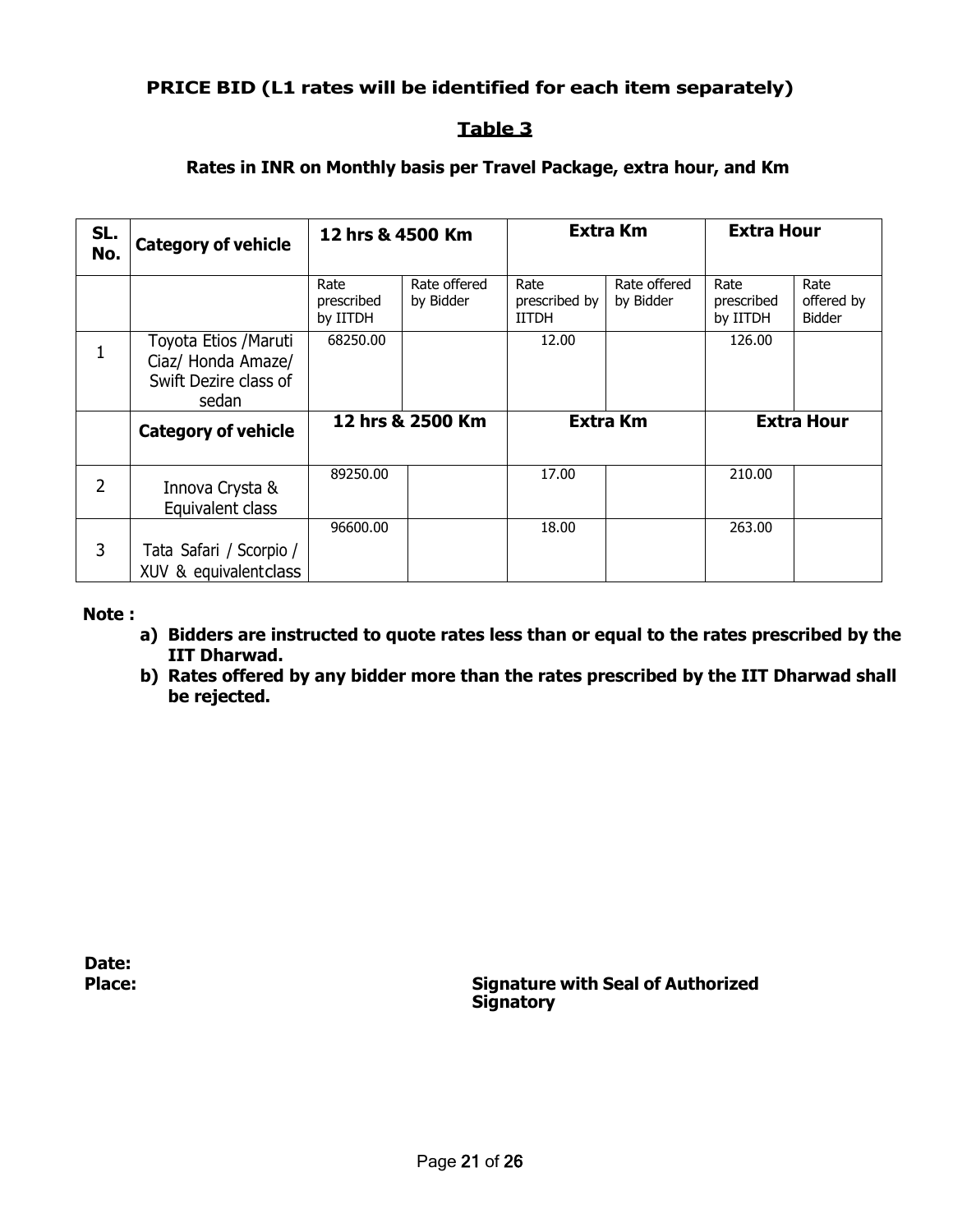**PRICE BID (L1 rates will be identified for each item separately)**

## Table 3

**Rates in INR on Monthly basis per Travel Package, extra hour, and Km**

| SL. No. | Category of vehicle | 12 hrs & 4500 Km | | Extra Km | | Extra Hour | |
|---|---|---|---|---|---|---|---|
| | | Rate prescribed by IITDH | Rate offered by Bidder | Rate prescribed by IITDH | Rate offered by Bidder | Rate prescribed by IITDH | Rate offered by Bidder |
| 1 | Toyota Etios /Maruti Ciaz/ Honda Amaze/ Swift Dezire class of sedan | 68250.00 | | 12.00 | | 126.00 | |
| | **Category of vehicle** | **12 hrs & 2500 Km** | | **Extra Km** | | **Extra Hour** | |
| 2 | Innova Crysta & Equivalent class | 89250.00 | | 17.00 | | 210.00 | |
| 3 | Tata Safari / Scorpio / XUV & equivalentclass | 96600.00 | | 18.00 | | 263.00 | |

**Note :**

a) **Bidders are instructed to quote rates less than or equal to the rates prescribed by the IIT Dharwad.**
b) **Rates offered by any bidder more than the rates prescribed by the IIT Dharwad shall be rejected.**

**Date:**
**Place:**

**Signature with Seal of Authorized Signatory**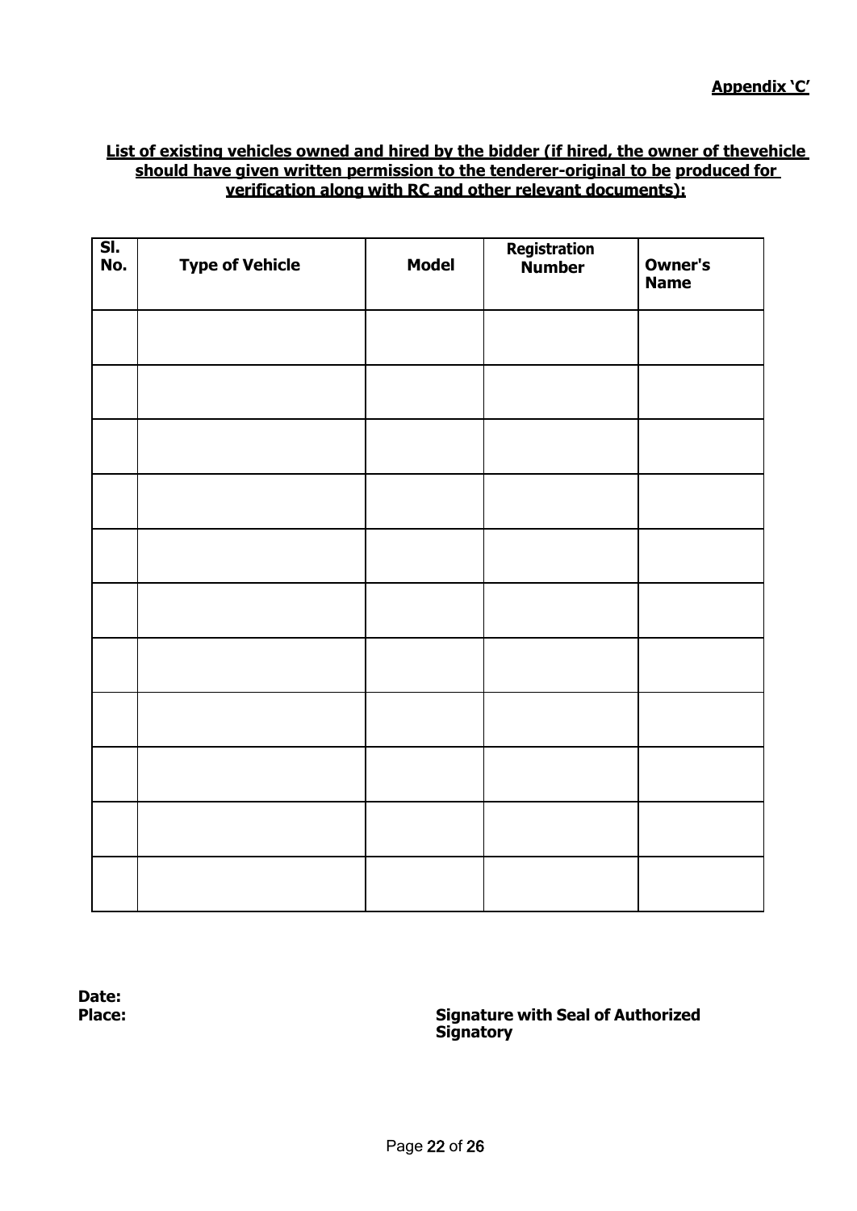**Appendix 'C'**

**List of existing vehicles owned and hired by the bidder (if hired, the owner of thevehicle should have given written permission to the tenderer-original to be produced for verification along with RC and other relevant documents):**

| Sl. No. | Type of Vehicle | Model | Registration Number | Owner's Name |
|---|---|---|---|---|
| | | | | |
| | | | | |
| | | | | |
| | | | | |
| | | | | |
| | | | | |
| | | | | |
| | | | | |
| | | | | |
| | | | | |
| | | | | |

**Date:**

**Place:**

**Signature with Seal of Authorized Signatory**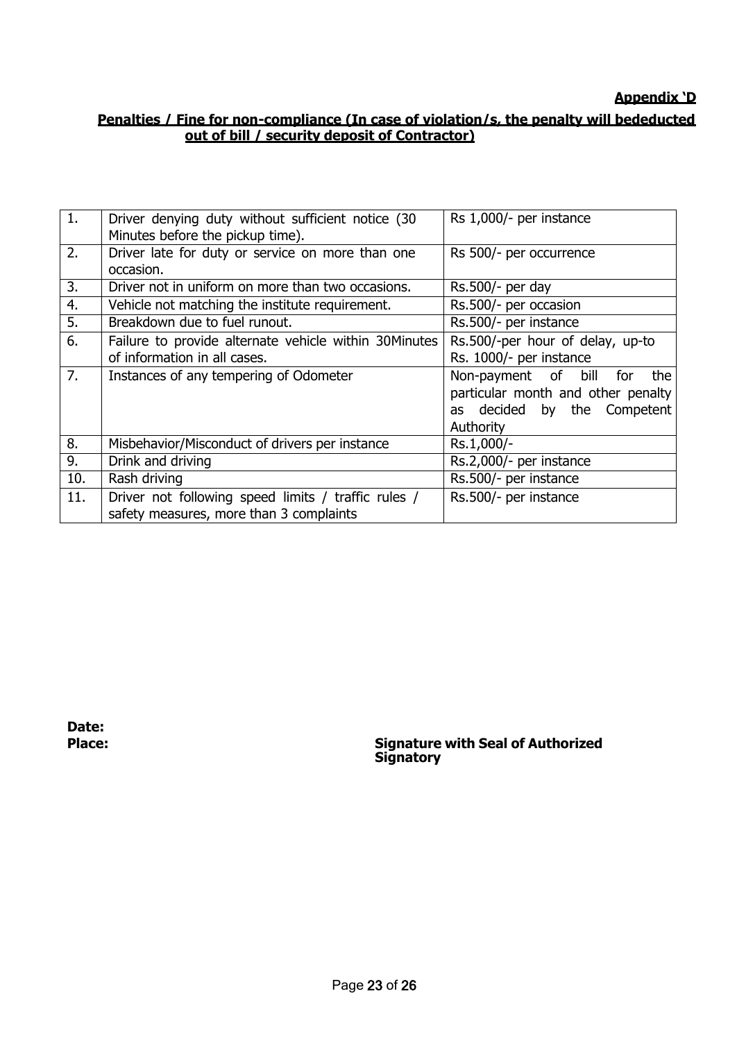**Appendix 'D**

**Penalties / Fine for non-compliance (In case of violation/s, the penalty will bededucted out of bill / security deposit of Contractor)**

| | | |
|---|---|---|
| 1. | Driver denying duty without sufficient notice (30 Minutes before the pickup time). | Rs 1,000/- per instance |
| 2. | Driver late for duty or service on more than one occasion. | Rs 500/- per occurrence |
| 3. | Driver not in uniform on more than two occasions. | Rs.500/- per day |
| 4. | Vehicle not matching the institute requirement. | Rs.500/- per occasion |
| 5. | Breakdown due to fuel runout. | Rs.500/- per instance |
| 6. | Failure to provide alternate vehicle within 30Minutes of information in all cases. | Rs.500/-per hour of delay, up-to Rs. 1000/- per instance |
| 7. | Instances of any tempering of Odometer | Non-payment of bill for the particular month and other penalty as decided by the Competent Authority |
| 8. | Misbehavior/Misconduct of drivers per instance | Rs.1,000/- |
| 9. | Drink and driving | Rs.2,000/- per instance |
| 10. | Rash driving | Rs.500/- per instance |
| 11. | Driver not following speed limits / traffic rules / safety measures, more than 3 complaints | Rs.500/- per instance |

**Date:**

**Place:** **Signature with Seal of Authorized Signatory**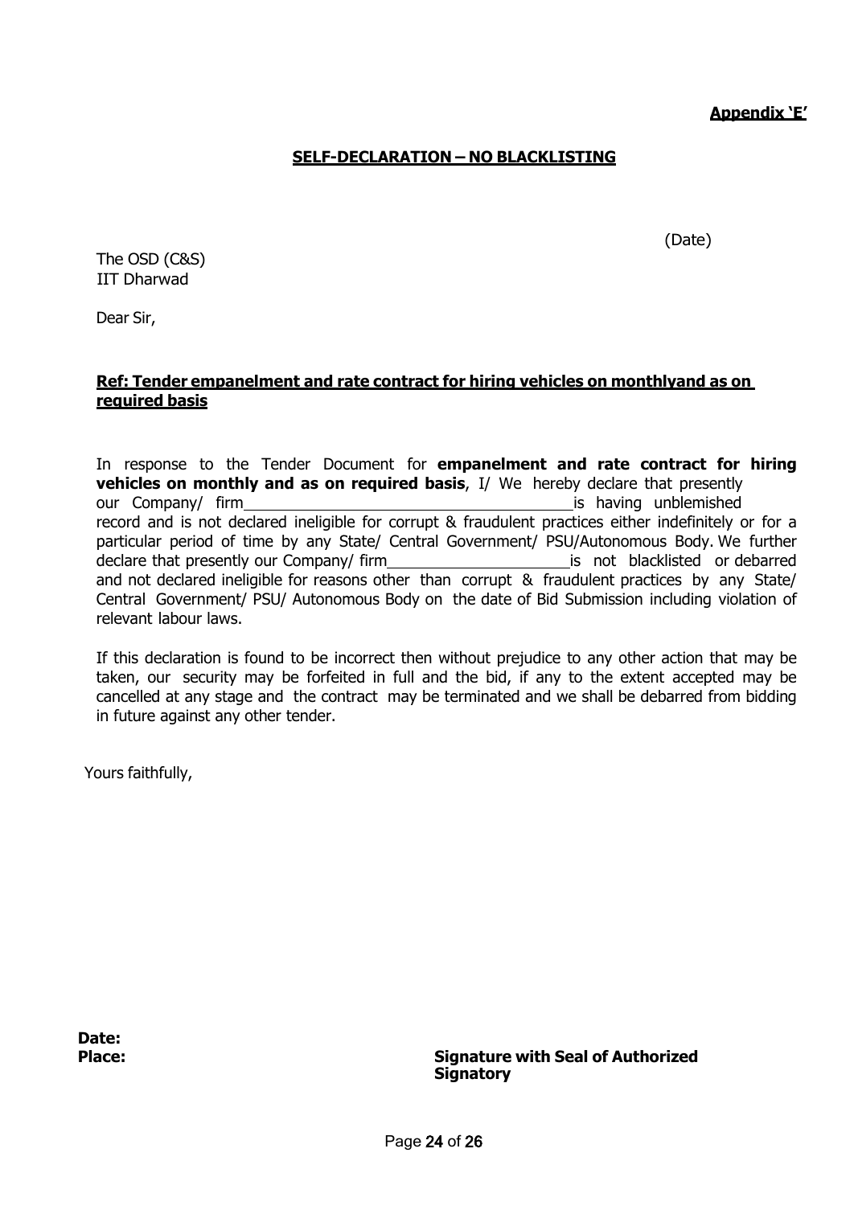**Appendix 'E'**

## SELF-DECLARATION – NO BLACKLISTING

(Date)

The OSD (C&S)
IIT Dharwad

Dear Sir,

**Ref: Tender empanelment and rate contract for hiring vehicles on monthlyand as on required basis**

In response to the Tender Document for **empanelment and rate contract for hiring vehicles on monthly and as on required basis**, I/ We hereby declare that presently our Company/ firm\_\_\_\_\_\_\_\_\_\_\_\_\_\_\_\_\_\_\_\_\_\_\_\_\_\_\_\_\_\_\_\_\_\_\_\_\_\_\_\_is having unblemished record and is not declared ineligible for corrupt & fraudulent practices either indefinitely or for a particular period of time by any State/ Central Government/ PSU/Autonomous Body. We further declare that presently our Company/ firm\_\_\_\_\_\_\_\_\_\_\_\_\_\_\_\_\_\_\_\_\_\_\_is not blacklisted or debarred and not declared ineligible for reasons other than corrupt & fraudulent practices by any State/ Central Government/ PSU/ Autonomous Body on the date of Bid Submission including violation of relevant labour laws.

If this declaration is found to be incorrect then without prejudice to any other action that may be taken, our security may be forfeited in full and the bid, if any to the extent accepted may be cancelled at any stage and the contract may be terminated and we shall be debarred from bidding in future against any other tender.

Yours faithfully,

**Date:**

**Place:** **Signature with Seal of Authorized Signatory**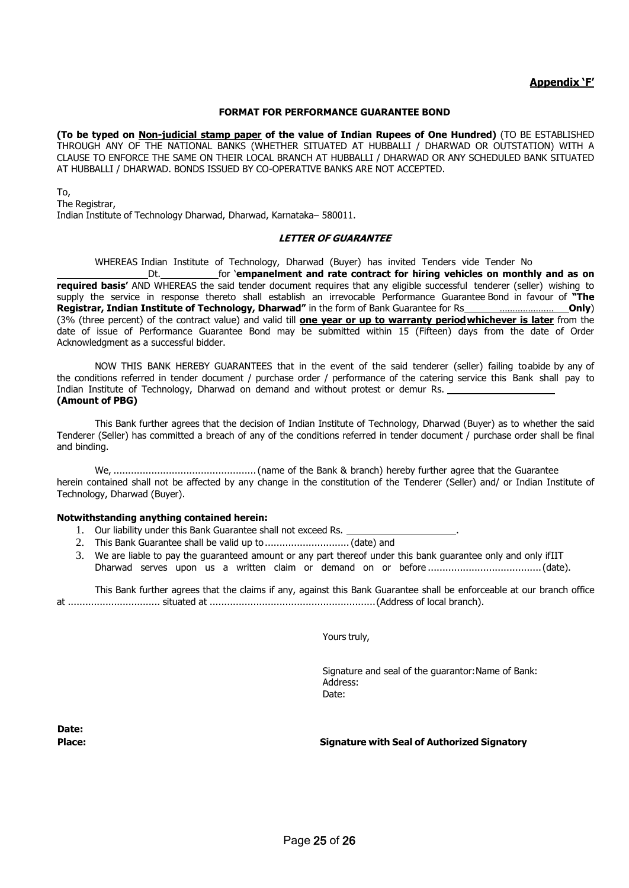**<u>Appendix 'F'</u>**

**FORMAT FOR PERFORMANCE GUARANTEE BOND**

**(To be typed on <u>Non-judicial stamp paper</u> of the value of Indian Rupees of One Hundred)** (TO BE ESTABLISHED THROUGH ANY OF THE NATIONAL BANKS (WHETHER SITUATED AT HUBBALLI / DHARWAD OR OUTSTATION) WITH A CLAUSE TO ENFORCE THE SAME ON THEIR LOCAL BRANCH AT HUBBALLI / DHARWAD OR ANY SCHEDULED BANK SITUATED AT HUBBALLI / DHARWAD. BONDS ISSUED BY CO-OPERATIVE BANKS ARE NOT ACCEPTED.

To,
The Registrar,
Indian Institute of Technology Dharwad, Dharwad, Karnataka– 580011.

***LETTER OF GUARANTEE***

WHEREAS Indian Institute of Technology, Dharwad (Buyer) has invited Tenders vide Tender No ________________ Dt.__________ for '**empanelment and rate contract for hiring vehicles on monthly and as on required basis'** AND WHEREAS the said tender document requires that any eligible successful tenderer (seller) wishing to supply the service in response thereto shall establish an irrevocable Performance Guarantee Bond in favour of **"The Registrar, Indian Institute of Technology, Dharwad"** in the form of Bank Guarantee for Rs________………………____**Only**) (3% (three percent) of the contract value) and valid till **<u>one year or up to warranty period whichever is later</u>** from the date of issue of Performance Guarantee Bond may be submitted within 15 (Fifteen) days from the date of Order Acknowledgment as a successful bidder.

NOW THIS BANK HEREBY GUARANTEES that in the event of the said tenderer (seller) failing to abide by any of the conditions referred in tender document / purchase order / performance of the catering service this Bank shall pay to Indian Institute of Technology, Dharwad on demand and without protest or demur Rs. ____________________
**(Amount of PBG)**

This Bank further agrees that the decision of Indian Institute of Technology, Dharwad (Buyer) as to whether the said Tenderer (Seller) has committed a breach of any of the conditions referred in tender document / purchase order shall be final and binding.

We, ................................................. (name of the Bank & branch) hereby further agree that the Guarantee herein contained shall not be affected by any change in the constitution of the Tenderer (Seller) and/ or Indian Institute of Technology, Dharwad (Buyer).

**Notwithstanding anything contained herein:**

1. Our liability under this Bank Guarantee shall not exceed Rs. ____________________.
2. This Bank Guarantee shall be valid up to ............................. (date) and
3. We are liable to pay the guaranteed amount or any part thereof under this bank guarantee only and only if IIT Dharwad serves upon us a written claim or demand on or before ....................................... (date).

This Bank further agrees that the claims if any, against this Bank Guarantee shall be enforceable at our branch office at ................................ situated at ......................................................... (Address of local branch).

Yours truly,

Signature and seal of the guarantor: Name of Bank:
Address:
Date:

**Date:**
**Place:** **Signature with Seal of Authorized Signatory**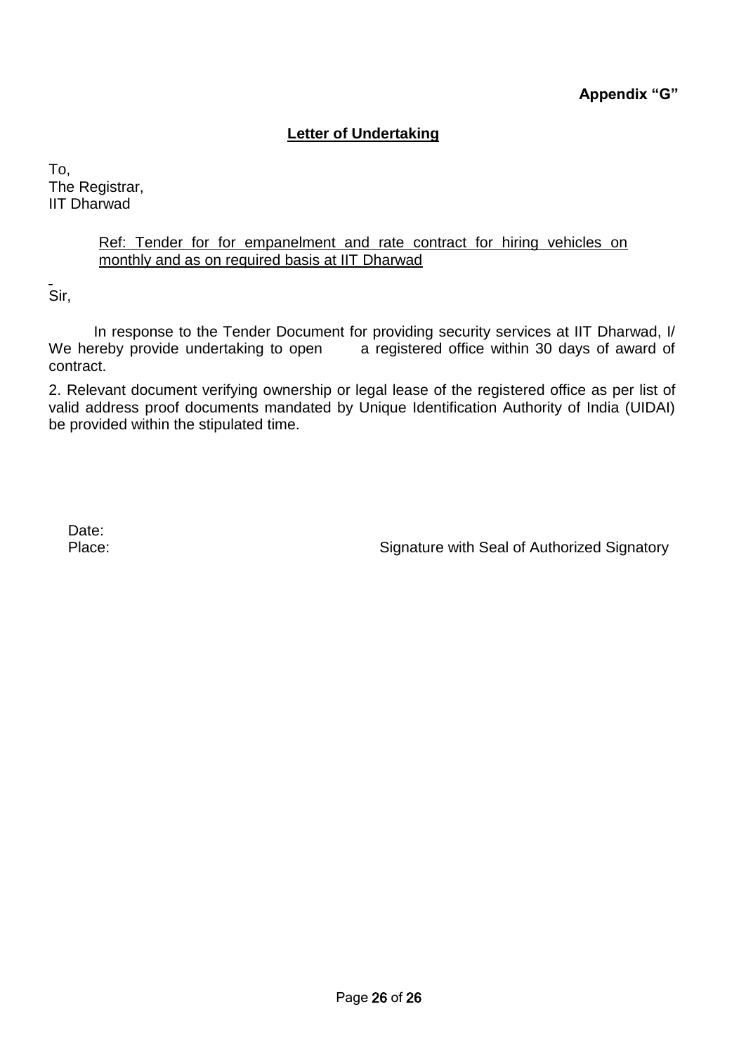**Appendix “G”**

## Letter of Undertaking

To,
The Registrar,
IIT Dharwad

Ref: Tender for for empanelment and rate contract for hiring vehicles on monthly and as on required basis at IIT Dharwad

Sir,

In response to the Tender Document for providing security services at IIT Dharwad, I/ We hereby provide undertaking to open a registered office within 30 days of award of contract.

2. Relevant document verifying ownership or legal lease of the registered office as per list of valid address proof documents mandated by Unique Identification Authority of India (UIDAI) be provided within the stipulated time.

Date:
Place:

Signature with Seal of Authorized Signatory